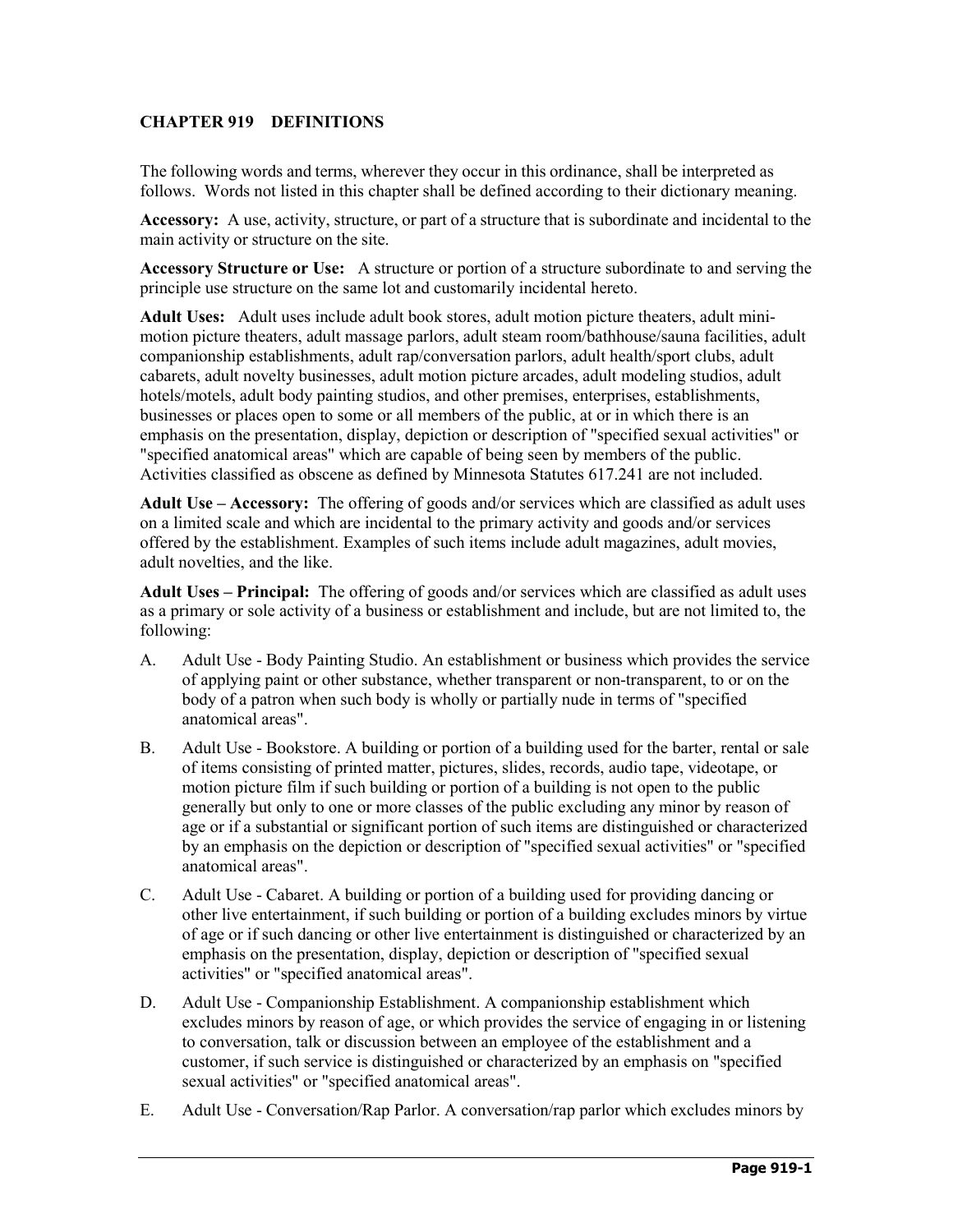# CHAPTER 919 DEFINITIONS

The following words and terms, wherever they occur in this ordinance, shall be interpreted as follows. Words not listed in this chapter shall be defined according to their dictionary meaning.

**Accessory:** A use, activity, structure, or part of a structure that is subordinate and incidental to the main activity or structure on the site.

**Accessory Structure or Use:** A structure or portion of a structure subordinate to and serving the principle use structure on the same lot and customarily incidental hereto.

**Adult Uses:** Adult uses include adult book stores, adult motion picture theaters, adult mini-motion picture theaters, adult massage parlors, adult steam room/bathhouse/sauna facilities, adult companionship establishments, adult rap/conversation parlors, adult health/sport clubs, adult cabarets, adult novelty businesses, adult motion picture arcades, adult modeling studios, adult hotels/motels, adult body painting studios, and other premises, enterprises, establishments, businesses or places open to some or all members of the public, at or in which there is an emphasis on the presentation, display, depiction or description of "specified sexual activities" or "specified anatomical areas" which are capable of being seen by members of the public. Activities classified as obscene as defined by Minnesota Statutes 617.241 are not included.

**Adult Use – Accessory:** The offering of goods and/or services which are classified as adult uses on a limited scale and which are incidental to the primary activity and goods and/or services offered by the establishment. Examples of such items include adult magazines, adult movies, adult novelties, and the like.

**Adult Uses – Principal:** The offering of goods and/or services which are classified as adult uses as a primary or sole activity of a business or establishment and include, but are not limited to, the following:

A. Adult Use - Body Painting Studio. An establishment or business which provides the service of applying paint or other substance, whether transparent or non-transparent, to or on the body of a patron when such body is wholly or partially nude in terms of "specified anatomical areas".

B. Adult Use - Bookstore. A building or portion of a building used for the barter, rental or sale of items consisting of printed matter, pictures, slides, records, audio tape, videotape, or motion picture film if such building or portion of a building is not open to the public generally but only to one or more classes of the public excluding any minor by reason of age or if a substantial or significant portion of such items are distinguished or characterized by an emphasis on the depiction or description of "specified sexual activities" or "specified anatomical areas".

C. Adult Use - Cabaret. A building or portion of a building used for providing dancing or other live entertainment, if such building or portion of a building excludes minors by virtue of age or if such dancing or other live entertainment is distinguished or characterized by an emphasis on the presentation, display, depiction or description of "specified sexual activities" or "specified anatomical areas".

D. Adult Use - Companionship Establishment. A companionship establishment which excludes minors by reason of age, or which provides the service of engaging in or listening to conversation, talk or discussion between an employee of the establishment and a customer, if such service is distinguished or characterized by an emphasis on "specified sexual activities" or "specified anatomical areas".

E. Adult Use - Conversation/Rap Parlor. A conversation/rap parlor which excludes minors by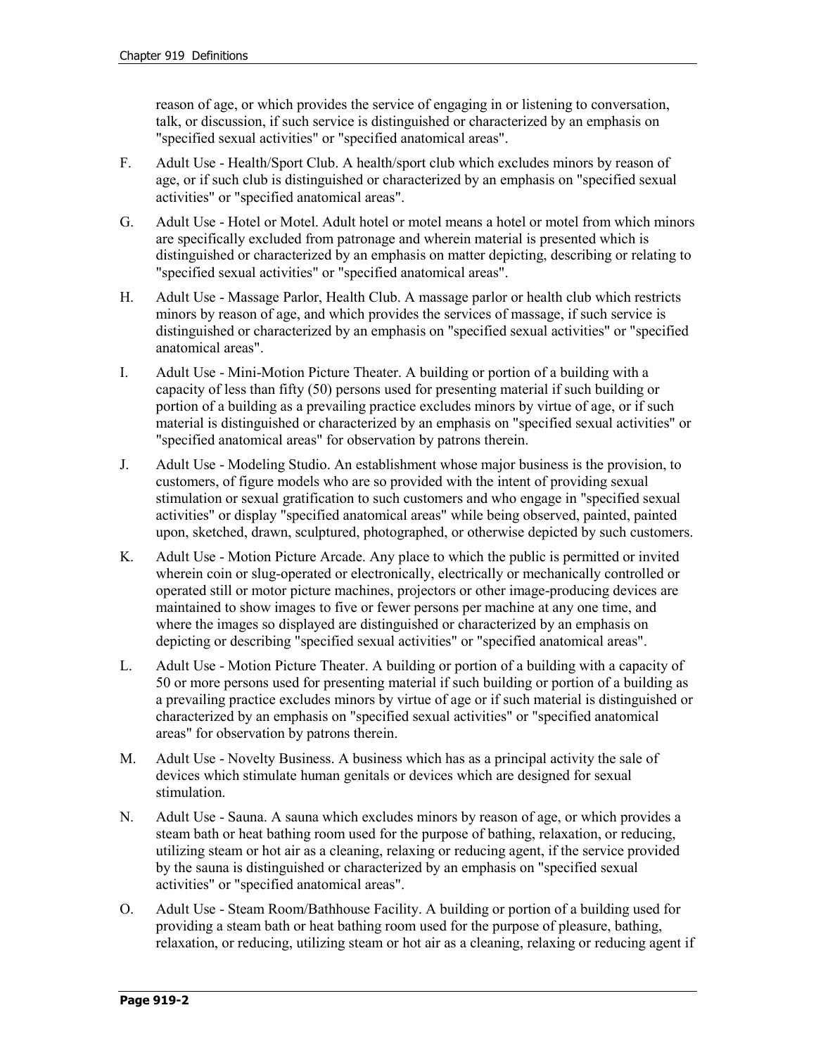reason of age, or which provides the service of engaging in or listening to conversation, talk, or discussion, if such service is distinguished or characterized by an emphasis on "specified sexual activities" or "specified anatomical areas".

F. Adult Use - Health/Sport Club. A health/sport club which excludes minors by reason of age, or if such club is distinguished or characterized by an emphasis on "specified sexual activities" or "specified anatomical areas".

G. Adult Use - Hotel or Motel. Adult hotel or motel means a hotel or motel from which minors are specifically excluded from patronage and wherein material is presented which is distinguished or characterized by an emphasis on matter depicting, describing or relating to "specified sexual activities" or "specified anatomical areas".

H. Adult Use - Massage Parlor, Health Club. A massage parlor or health club which restricts minors by reason of age, and which provides the services of massage, if such service is distinguished or characterized by an emphasis on "specified sexual activities" or "specified anatomical areas".

I. Adult Use - Mini-Motion Picture Theater. A building or portion of a building with a capacity of less than fifty (50) persons used for presenting material if such building or portion of a building as a prevailing practice excludes minors by virtue of age, or if such material is distinguished or characterized by an emphasis on "specified sexual activities" or "specified anatomical areas" for observation by patrons therein.

J. Adult Use - Modeling Studio. An establishment whose major business is the provision, to customers, of figure models who are so provided with the intent of providing sexual stimulation or sexual gratification to such customers and who engage in "specified sexual activities" or display "specified anatomical areas" while being observed, painted, painted upon, sketched, drawn, sculptured, photographed, or otherwise depicted by such customers.

K. Adult Use - Motion Picture Arcade. Any place to which the public is permitted or invited wherein coin or slug-operated or electronically, electrically or mechanically controlled or operated still or motor picture machines, projectors or other image-producing devices are maintained to show images to five or fewer persons per machine at any one time, and where the images so displayed are distinguished or characterized by an emphasis on depicting or describing "specified sexual activities" or "specified anatomical areas".

L. Adult Use - Motion Picture Theater. A building or portion of a building with a capacity of 50 or more persons used for presenting material if such building or portion of a building as a prevailing practice excludes minors by virtue of age or if such material is distinguished or characterized by an emphasis on "specified sexual activities" or "specified anatomical areas" for observation by patrons therein.

M. Adult Use - Novelty Business. A business which has as a principal activity the sale of devices which stimulate human genitals or devices which are designed for sexual stimulation.

N. Adult Use - Sauna. A sauna which excludes minors by reason of age, or which provides a steam bath or heat bathing room used for the purpose of bathing, relaxation, or reducing, utilizing steam or hot air as a cleaning, relaxing or reducing agent, if the service provided by the sauna is distinguished or characterized by an emphasis on "specified sexual activities" or "specified anatomical areas".

O. Adult Use - Steam Room/Bathhouse Facility. A building or portion of a building used for providing a steam bath or heat bathing room used for the purpose of pleasure, bathing, relaxation, or reducing, utilizing steam or hot air as a cleaning, relaxing or reducing agent if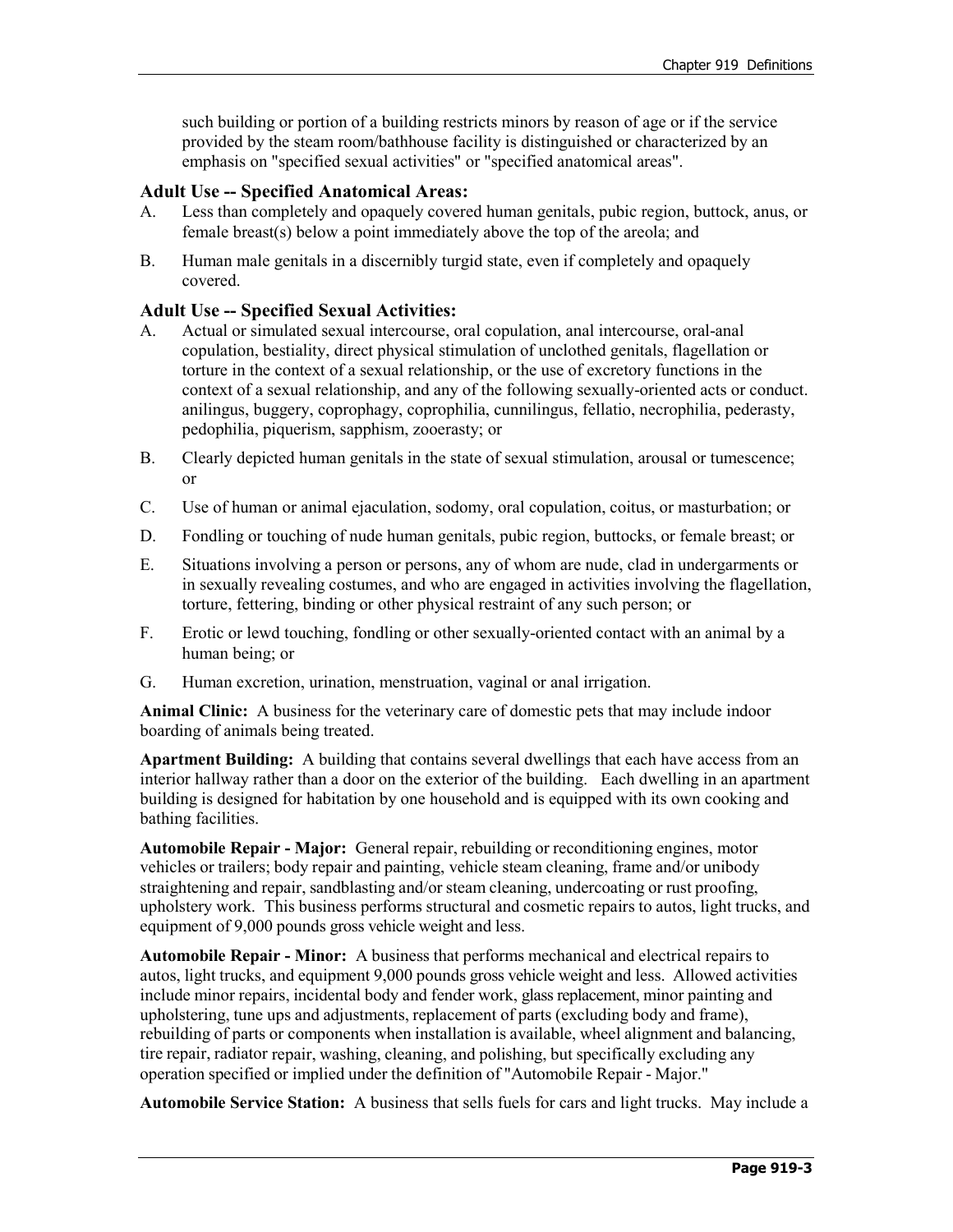such building or portion of a building restricts minors by reason of age or if the service provided by the steam room/bathhouse facility is distinguished or characterized by an emphasis on "specified sexual activities" or "specified anatomical areas".

### Adult Use -- Specified Anatomical Areas:

A. Less than completely and opaquely covered human genitals, pubic region, buttock, anus, or female breast(s) below a point immediately above the top of the areola; and

B. Human male genitals in a discernibly turgid state, even if completely and opaquely covered.

### Adult Use -- Specified Sexual Activities:

A. Actual or simulated sexual intercourse, oral copulation, anal intercourse, oral-anal copulation, bestiality, direct physical stimulation of unclothed genitals, flagellation or torture in the context of a sexual relationship, or the use of excretory functions in the context of a sexual relationship, and any of the following sexually-oriented acts or conduct. anilingus, buggery, coprophagy, coprophilia, cunnilingus, fellatio, necrophilia, pederasty, pedophilia, piquerism, sapphism, zooerasty; or

B. Clearly depicted human genitals in the state of sexual stimulation, arousal or tumescence; or

C. Use of human or animal ejaculation, sodomy, oral copulation, coitus, or masturbation; or

D. Fondling or touching of nude human genitals, pubic region, buttocks, or female breast; or

E. Situations involving a person or persons, any of whom are nude, clad in undergarments or in sexually revealing costumes, and who are engaged in activities involving the flagellation, torture, fettering, binding or other physical restraint of any such person; or

F. Erotic or lewd touching, fondling or other sexually-oriented contact with an animal by a human being; or

G. Human excretion, urination, menstruation, vaginal or anal irrigation.

**Animal Clinic:** A business for the veterinary care of domestic pets that may include indoor boarding of animals being treated.

**Apartment Building:** A building that contains several dwellings that each have access from an interior hallway rather than a door on the exterior of the building. Each dwelling in an apartment building is designed for habitation by one household and is equipped with its own cooking and bathing facilities.

**Automobile Repair - Major:** General repair, rebuilding or reconditioning engines, motor vehicles or trailers; body repair and painting, vehicle steam cleaning, frame and/or unibody straightening and repair, sandblasting and/or steam cleaning, undercoating or rust proofing, upholstery work. This business performs structural and cosmetic repairs to autos, light trucks, and equipment of 9,000 pounds gross vehicle weight and less.

**Automobile Repair - Minor:** A business that performs mechanical and electrical repairs to autos, light trucks, and equipment 9,000 pounds gross vehicle weight and less. Allowed activities include minor repairs, incidental body and fender work, glass replacement, minor painting and upholstering, tune ups and adjustments, replacement of parts (excluding body and frame), rebuilding of parts or components when installation is available, wheel alignment and balancing, tire repair, radiator repair, washing, cleaning, and polishing, but specifically excluding any operation specified or implied under the definition of "Automobile Repair - Major."

**Automobile Service Station:** A business that sells fuels for cars and light trucks. May include a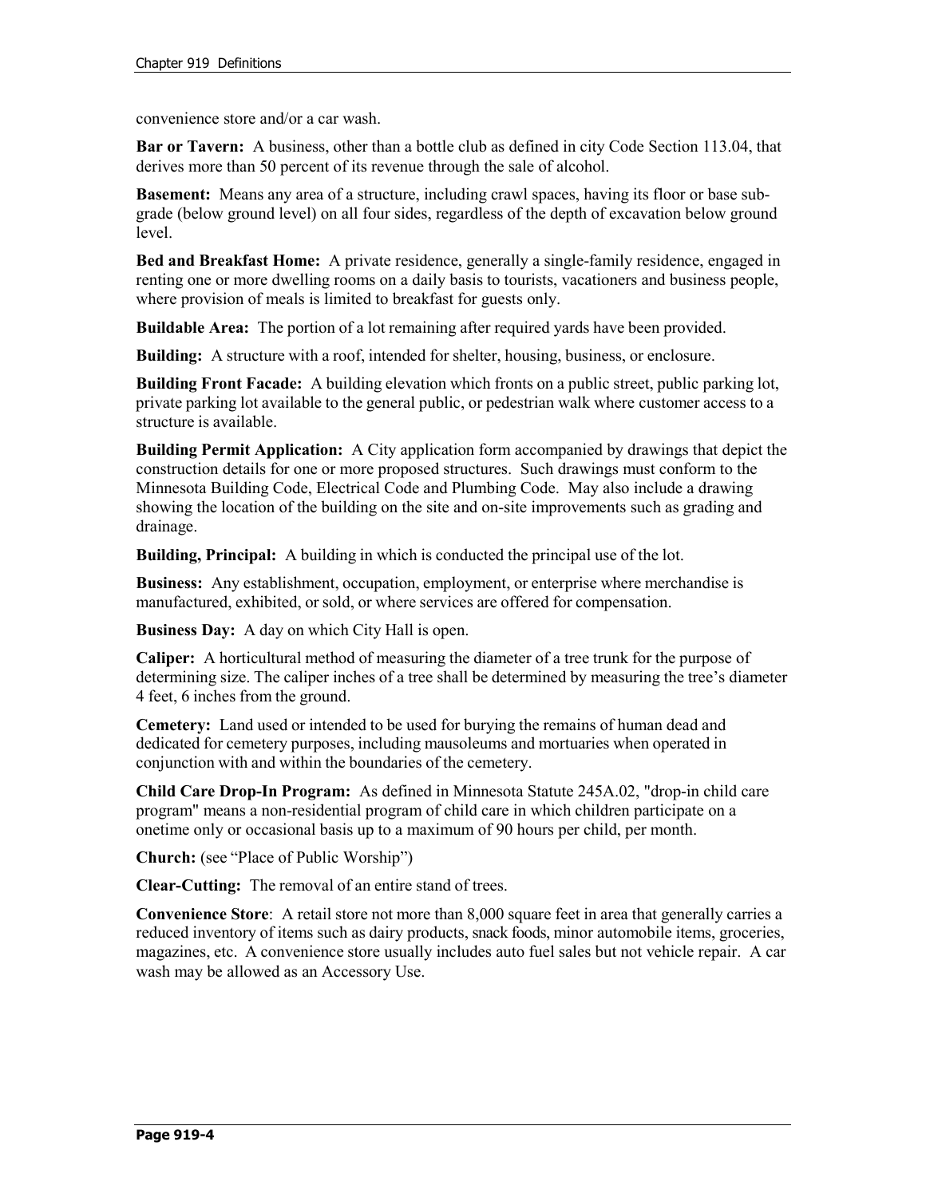convenience store and/or a car wash.

**Bar or Tavern:** A business, other than a bottle club as defined in city Code Section 113.04, that derives more than 50 percent of its revenue through the sale of alcohol.

**Basement:** Means any area of a structure, including crawl spaces, having its floor or base sub-grade (below ground level) on all four sides, regardless of the depth of excavation below ground level.

**Bed and Breakfast Home:** A private residence, generally a single-family residence, engaged in renting one or more dwelling rooms on a daily basis to tourists, vacationers and business people, where provision of meals is limited to breakfast for guests only.

**Buildable Area:** The portion of a lot remaining after required yards have been provided.

**Building:** A structure with a roof, intended for shelter, housing, business, or enclosure.

**Building Front Facade:** A building elevation which fronts on a public street, public parking lot, private parking lot available to the general public, or pedestrian walk where customer access to a structure is available.

**Building Permit Application:** A City application form accompanied by drawings that depict the construction details for one or more proposed structures. Such drawings must conform to the Minnesota Building Code, Electrical Code and Plumbing Code. May also include a drawing showing the location of the building on the site and on-site improvements such as grading and drainage.

**Building, Principal:** A building in which is conducted the principal use of the lot.

**Business:** Any establishment, occupation, employment, or enterprise where merchandise is manufactured, exhibited, or sold, or where services are offered for compensation.

**Business Day:** A day on which City Hall is open.

**Caliper:** A horticultural method of measuring the diameter of a tree trunk for the purpose of determining size. The caliper inches of a tree shall be determined by measuring the tree's diameter 4 feet, 6 inches from the ground.

**Cemetery:** Land used or intended to be used for burying the remains of human dead and dedicated for cemetery purposes, including mausoleums and mortuaries when operated in conjunction with and within the boundaries of the cemetery.

**Child Care Drop-In Program:** As defined in Minnesota Statute 245A.02, "drop-in child care program" means a non-residential program of child care in which children participate on a onetime only or occasional basis up to a maximum of 90 hours per child, per month.

**Church:** (see "Place of Public Worship")

**Clear-Cutting:** The removal of an entire stand of trees.

**Convenience Store**: A retail store not more than 8,000 square feet in area that generally carries a reduced inventory of items such as dairy products, snack foods, minor automobile items, groceries, magazines, etc. A convenience store usually includes auto fuel sales but not vehicle repair. A car wash may be allowed as an Accessory Use.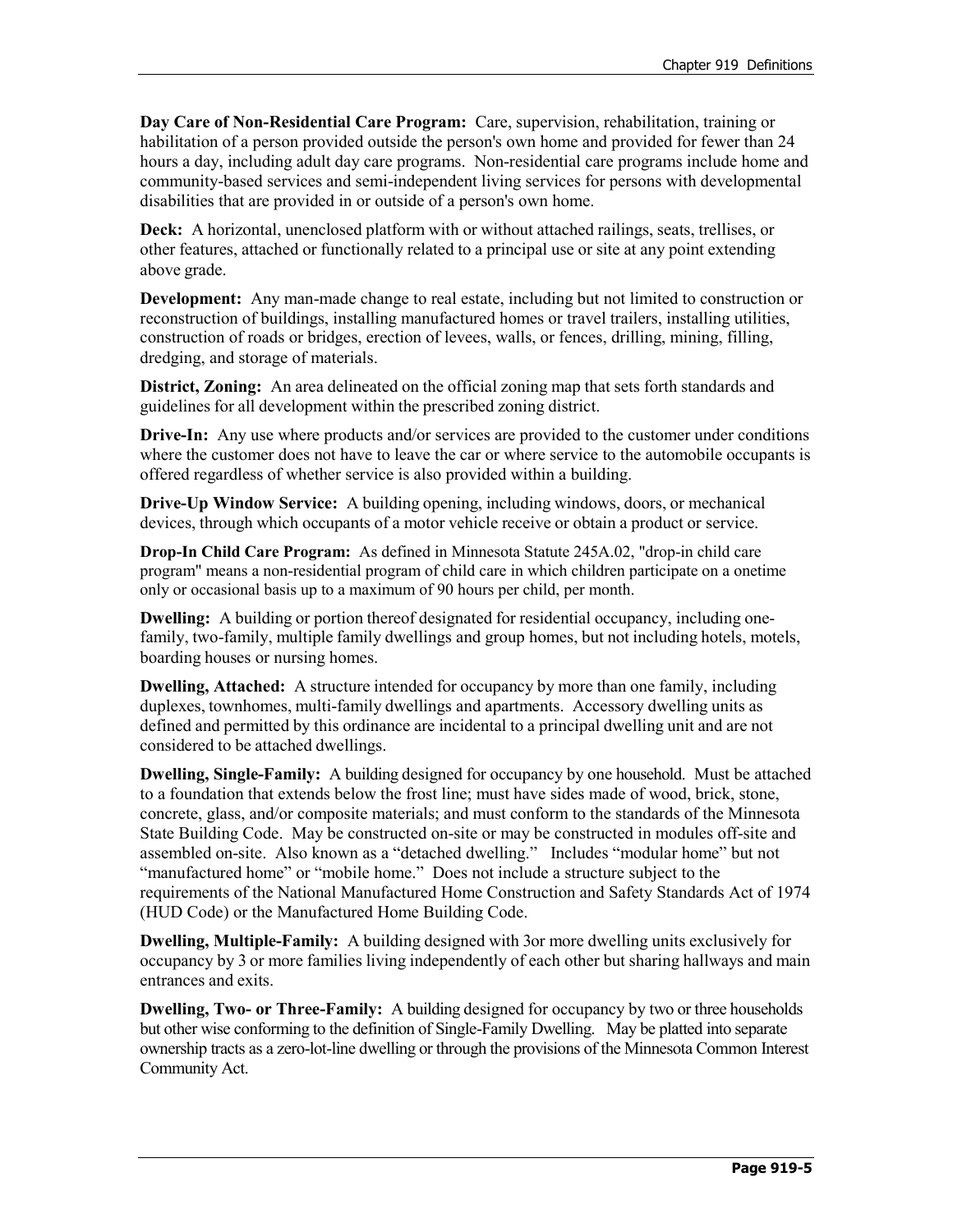**Day Care of Non-Residential Care Program:** Care, supervision, rehabilitation, training or habilitation of a person provided outside the person's own home and provided for fewer than 24 hours a day, including adult day care programs. Non-residential care programs include home and community-based services and semi-independent living services for persons with developmental disabilities that are provided in or outside of a person's own home.

**Deck:** A horizontal, unenclosed platform with or without attached railings, seats, trellises, or other features, attached or functionally related to a principal use or site at any point extending above grade.

**Development:** Any man-made change to real estate, including but not limited to construction or reconstruction of buildings, installing manufactured homes or travel trailers, installing utilities, construction of roads or bridges, erection of levees, walls, or fences, drilling, mining, filling, dredging, and storage of materials.

**District, Zoning:** An area delineated on the official zoning map that sets forth standards and guidelines for all development within the prescribed zoning district.

**Drive-In:** Any use where products and/or services are provided to the customer under conditions where the customer does not have to leave the car or where service to the automobile occupants is offered regardless of whether service is also provided within a building.

**Drive-Up Window Service:** A building opening, including windows, doors, or mechanical devices, through which occupants of a motor vehicle receive or obtain a product or service.

**Drop-In Child Care Program:** As defined in Minnesota Statute 245A.02, "drop-in child care program" means a non-residential program of child care in which children participate on a onetime only or occasional basis up to a maximum of 90 hours per child, per month.

**Dwelling:** A building or portion thereof designated for residential occupancy, including one-family, two-family, multiple family dwellings and group homes, but not including hotels, motels, boarding houses or nursing homes.

**Dwelling, Attached:** A structure intended for occupancy by more than one family, including duplexes, townhomes, multi-family dwellings and apartments. Accessory dwelling units as defined and permitted by this ordinance are incidental to a principal dwelling unit and are not considered to be attached dwellings.

**Dwelling, Single-Family:** A building designed for occupancy by one household. Must be attached to a foundation that extends below the frost line; must have sides made of wood, brick, stone, concrete, glass, and/or composite materials; and must conform to the standards of the Minnesota State Building Code. May be constructed on-site or may be constructed in modules off-site and assembled on-site. Also known as a "detached dwelling." Includes "modular home" but not "manufactured home" or "mobile home." Does not include a structure subject to the requirements of the National Manufactured Home Construction and Safety Standards Act of 1974 (HUD Code) or the Manufactured Home Building Code.

**Dwelling, Multiple-Family:** A building designed with 3or more dwelling units exclusively for occupancy by 3 or more families living independently of each other but sharing hallways and main entrances and exits.

**Dwelling, Two- or Three-Family:** A building designed for occupancy by two or three households but other wise conforming to the definition of Single-Family Dwelling. May be platted into separate ownership tracts as a zero-lot-line dwelling or through the provisions of the Minnesota Common Interest Community Act.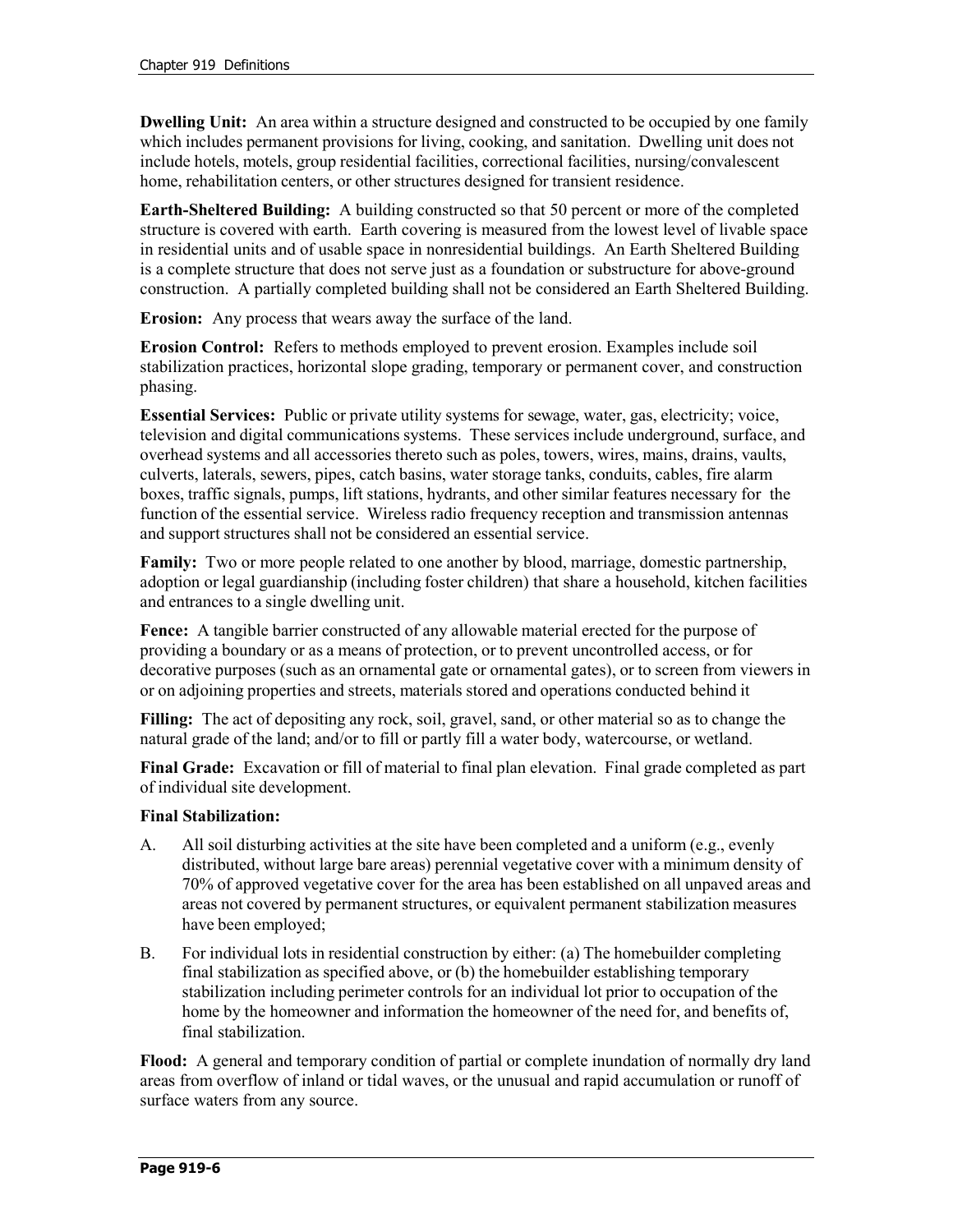**Dwelling Unit:** An area within a structure designed and constructed to be occupied by one family which includes permanent provisions for living, cooking, and sanitation. Dwelling unit does not include hotels, motels, group residential facilities, correctional facilities, nursing/convalescent home, rehabilitation centers, or other structures designed for transient residence.

**Earth-Sheltered Building:** A building constructed so that 50 percent or more of the completed structure is covered with earth. Earth covering is measured from the lowest level of livable space in residential units and of usable space in nonresidential buildings. An Earth Sheltered Building is a complete structure that does not serve just as a foundation or substructure for above-ground construction. A partially completed building shall not be considered an Earth Sheltered Building.

**Erosion:** Any process that wears away the surface of the land.

**Erosion Control:** Refers to methods employed to prevent erosion. Examples include soil stabilization practices, horizontal slope grading, temporary or permanent cover, and construction phasing.

**Essential Services:** Public or private utility systems for sewage, water, gas, electricity; voice, television and digital communications systems. These services include underground, surface, and overhead systems and all accessories thereto such as poles, towers, wires, mains, drains, vaults, culverts, laterals, sewers, pipes, catch basins, water storage tanks, conduits, cables, fire alarm boxes, traffic signals, pumps, lift stations, hydrants, and other similar features necessary for the function of the essential service. Wireless radio frequency reception and transmission antennas and support structures shall not be considered an essential service.

**Family:** Two or more people related to one another by blood, marriage, domestic partnership, adoption or legal guardianship (including foster children) that share a household, kitchen facilities and entrances to a single dwelling unit.

**Fence:** A tangible barrier constructed of any allowable material erected for the purpose of providing a boundary or as a means of protection, or to prevent uncontrolled access, or for decorative purposes (such as an ornamental gate or ornamental gates), or to screen from viewers in or on adjoining properties and streets, materials stored and operations conducted behind it

**Filling:** The act of depositing any rock, soil, gravel, sand, or other material so as to change the natural grade of the land; and/or to fill or partly fill a water body, watercourse, or wetland.

**Final Grade:** Excavation or fill of material to final plan elevation. Final grade completed as part of individual site development.

**Final Stabilization:**

A. All soil disturbing activities at the site have been completed and a uniform (e.g., evenly distributed, without large bare areas) perennial vegetative cover with a minimum density of 70% of approved vegetative cover for the area has been established on all unpaved areas and areas not covered by permanent structures, or equivalent permanent stabilization measures have been employed;

B. For individual lots in residential construction by either: (a) The homebuilder completing final stabilization as specified above, or (b) the homebuilder establishing temporary stabilization including perimeter controls for an individual lot prior to occupation of the home by the homeowner and information the homeowner of the need for, and benefits of, final stabilization.

**Flood:** A general and temporary condition of partial or complete inundation of normally dry land areas from overflow of inland or tidal waves, or the unusual and rapid accumulation or runoff of surface waters from any source.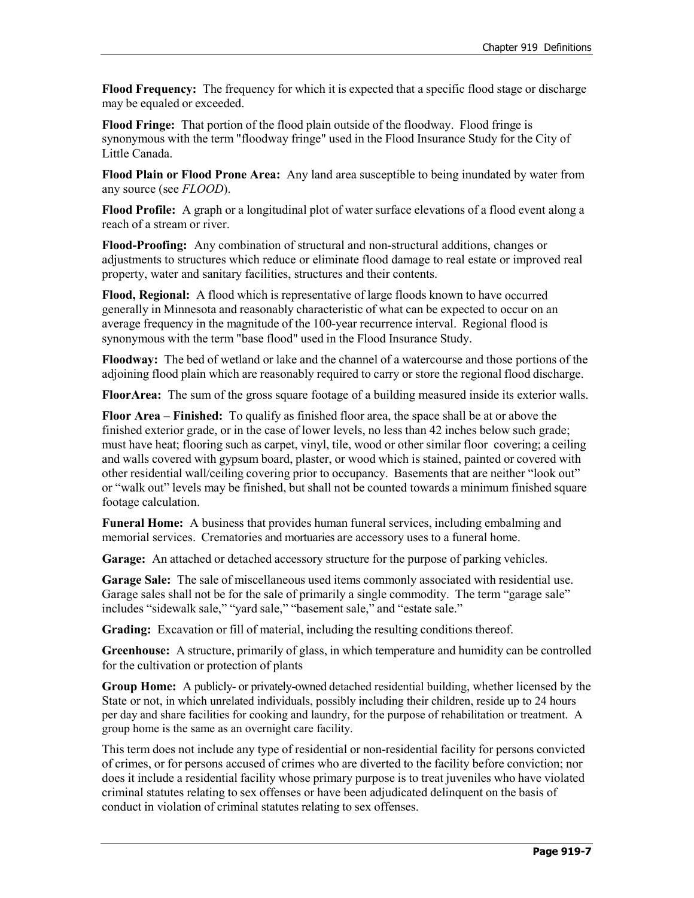**Flood Frequency:** The frequency for which it is expected that a specific flood stage or discharge may be equaled or exceeded.

**Flood Fringe:** That portion of the flood plain outside of the floodway. Flood fringe is synonymous with the term "floodway fringe" used in the Flood Insurance Study for the City of Little Canada.

**Flood Plain or Flood Prone Area:** Any land area susceptible to being inundated by water from any source (see *FLOOD*).

**Flood Profile:** A graph or a longitudinal plot of water surface elevations of a flood event along a reach of a stream or river.

**Flood-Proofing:** Any combination of structural and non-structural additions, changes or adjustments to structures which reduce or eliminate flood damage to real estate or improved real property, water and sanitary facilities, structures and their contents.

**Flood, Regional:** A flood which is representative of large floods known to have occurred generally in Minnesota and reasonably characteristic of what can be expected to occur on an average frequency in the magnitude of the 100-year recurrence interval. Regional flood is synonymous with the term "base flood" used in the Flood Insurance Study.

**Floodway:** The bed of wetland or lake and the channel of a watercourse and those portions of the adjoining flood plain which are reasonably required to carry or store the regional flood discharge.

**FloorArea:** The sum of the gross square footage of a building measured inside its exterior walls.

**Floor Area – Finished:** To qualify as finished floor area, the space shall be at or above the finished exterior grade, or in the case of lower levels, no less than 42 inches below such grade; must have heat; flooring such as carpet, vinyl, tile, wood or other similar floor covering; a ceiling and walls covered with gypsum board, plaster, or wood which is stained, painted or covered with other residential wall/ceiling covering prior to occupancy. Basements that are neither "look out" or "walk out" levels may be finished, but shall not be counted towards a minimum finished square footage calculation.

**Funeral Home:** A business that provides human funeral services, including embalming and memorial services. Crematories and mortuaries are accessory uses to a funeral home.

**Garage:** An attached or detached accessory structure for the purpose of parking vehicles.

**Garage Sale:** The sale of miscellaneous used items commonly associated with residential use. Garage sales shall not be for the sale of primarily a single commodity. The term "garage sale" includes "sidewalk sale," "yard sale," "basement sale," and "estate sale."

**Grading:** Excavation or fill of material, including the resulting conditions thereof.

**Greenhouse:** A structure, primarily of glass, in which temperature and humidity can be controlled for the cultivation or protection of plants

**Group Home:** A publicly- or privately-owned detached residential building, whether licensed by the State or not, in which unrelated individuals, possibly including their children, reside up to 24 hours per day and share facilities for cooking and laundry, for the purpose of rehabilitation or treatment. A group home is the same as an overnight care facility.

This term does not include any type of residential or non-residential facility for persons convicted of crimes, or for persons accused of crimes who are diverted to the facility before conviction; nor does it include a residential facility whose primary purpose is to treat juveniles who have violated criminal statutes relating to sex offenses or have been adjudicated delinquent on the basis of conduct in violation of criminal statutes relating to sex offenses.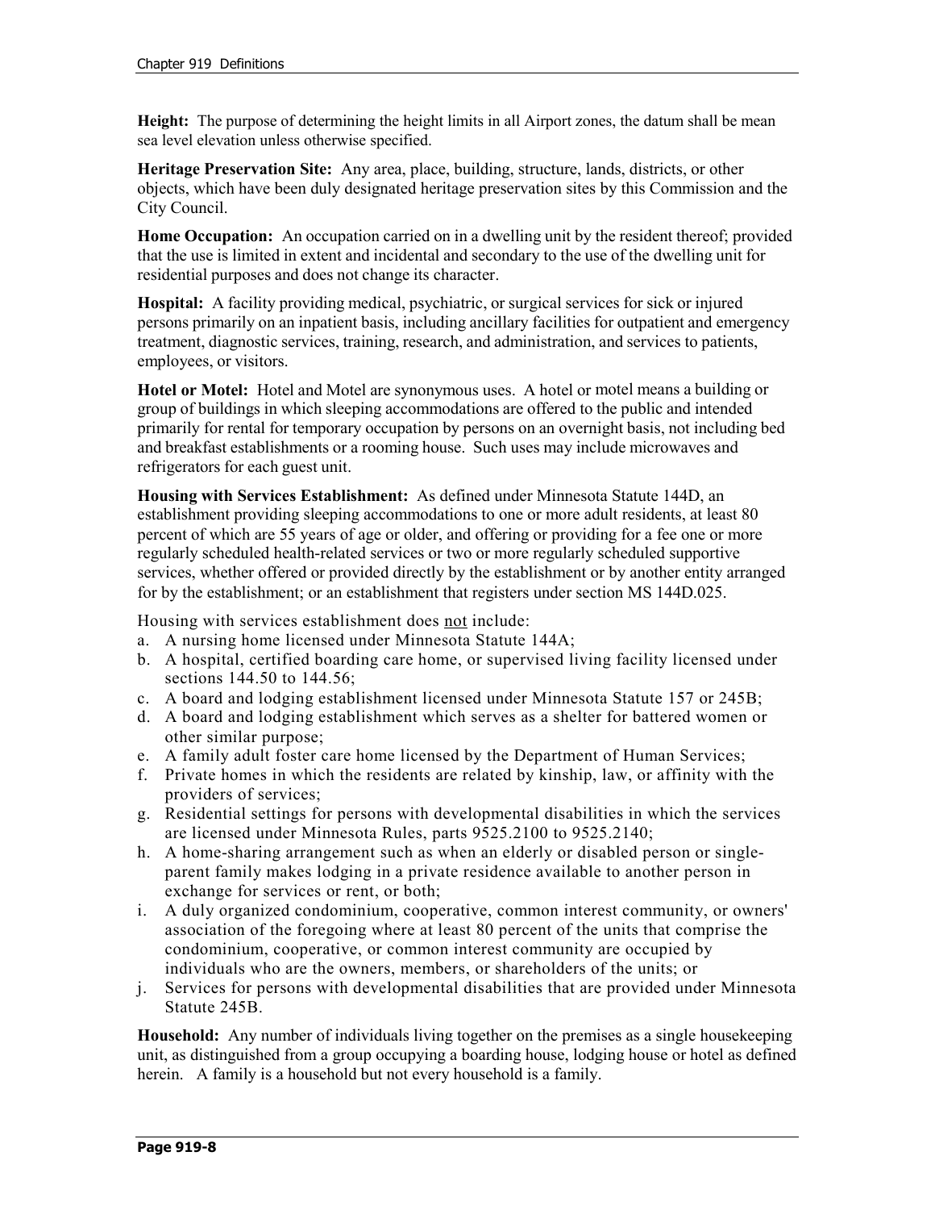**Height:** The purpose of determining the height limits in all Airport zones, the datum shall be mean sea level elevation unless otherwise specified.

**Heritage Preservation Site:** Any area, place, building, structure, lands, districts, or other objects, which have been duly designated heritage preservation sites by this Commission and the City Council.

**Home Occupation:** An occupation carried on in a dwelling unit by the resident thereof; provided that the use is limited in extent and incidental and secondary to the use of the dwelling unit for residential purposes and does not change its character.

**Hospital:** A facility providing medical, psychiatric, or surgical services for sick or injured persons primarily on an inpatient basis, including ancillary facilities for outpatient and emergency treatment, diagnostic services, training, research, and administration, and services to patients, employees, or visitors.

**Hotel or Motel:** Hotel and Motel are synonymous uses. A hotel or motel means a building or group of buildings in which sleeping accommodations are offered to the public and intended primarily for rental for temporary occupation by persons on an overnight basis, not including bed and breakfast establishments or a rooming house. Such uses may include microwaves and refrigerators for each guest unit.

**Housing with Services Establishment:** As defined under Minnesota Statute 144D, an establishment providing sleeping accommodations to one or more adult residents, at least 80 percent of which are 55 years of age or older, and offering or providing for a fee one or more regularly scheduled health-related services or two or more regularly scheduled supportive services, whether offered or provided directly by the establishment or by another entity arranged for by the establishment; or an establishment that registers under section MS 144D.025.

Housing with services establishment does not include:

a. A nursing home licensed under Minnesota Statute 144A;
b. A hospital, certified boarding care home, or supervised living facility licensed under sections 144.50 to 144.56;
c. A board and lodging establishment licensed under Minnesota Statute 157 or 245B;
d. A board and lodging establishment which serves as a shelter for battered women or other similar purpose;
e. A family adult foster care home licensed by the Department of Human Services;
f. Private homes in which the residents are related by kinship, law, or affinity with the providers of services;
g. Residential settings for persons with developmental disabilities in which the services are licensed under Minnesota Rules, parts 9525.2100 to 9525.2140;
h. A home-sharing arrangement such as when an elderly or disabled person or single-parent family makes lodging in a private residence available to another person in exchange for services or rent, or both;
i. A duly organized condominium, cooperative, common interest community, or owners' association of the foregoing where at least 80 percent of the units that comprise the condominium, cooperative, or common interest community are occupied by individuals who are the owners, members, or shareholders of the units; or
j. Services for persons with developmental disabilities that are provided under Minnesota Statute 245B.

**Household:** Any number of individuals living together on the premises as a single housekeeping unit, as distinguished from a group occupying a boarding house, lodging house or hotel as defined herein. A family is a household but not every household is a family.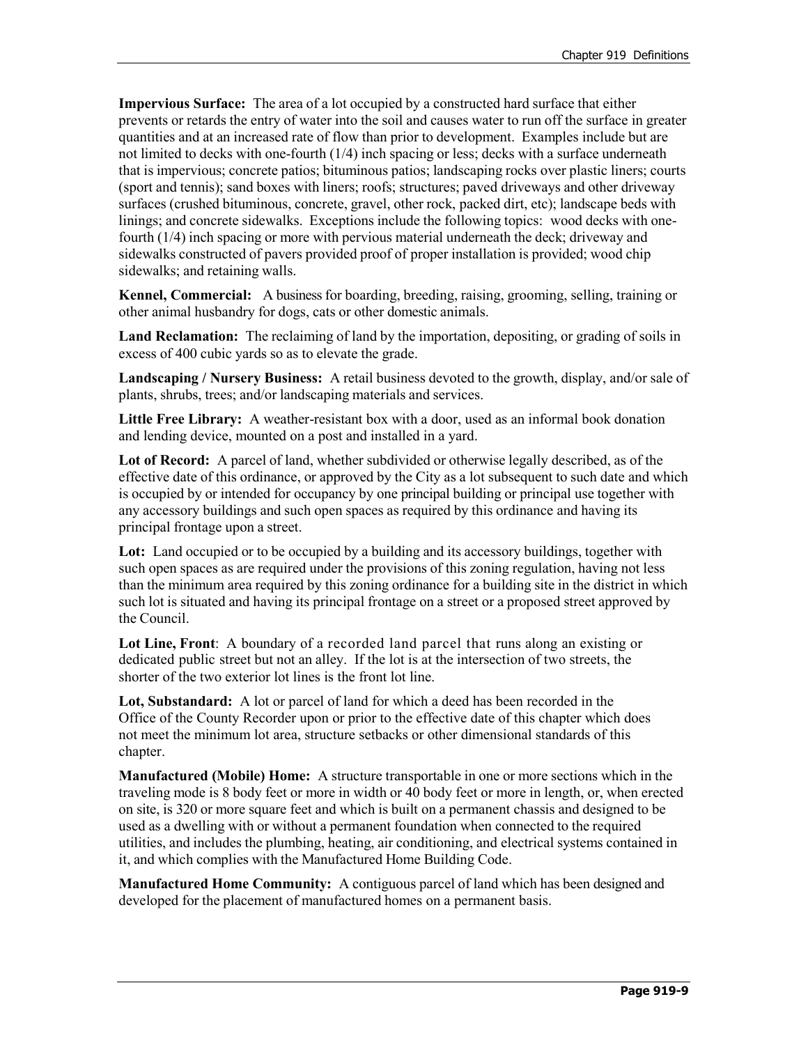**Impervious Surface:** The area of a lot occupied by a constructed hard surface that either prevents or retards the entry of water into the soil and causes water to run off the surface in greater quantities and at an increased rate of flow than prior to development. Examples include but are not limited to decks with one-fourth (1/4) inch spacing or less; decks with a surface underneath that is impervious; concrete patios; bituminous patios; landscaping rocks over plastic liners; courts (sport and tennis); sand boxes with liners; roofs; structures; paved driveways and other driveway surfaces (crushed bituminous, concrete, gravel, other rock, packed dirt, etc); landscape beds with linings; and concrete sidewalks. Exceptions include the following topics: wood decks with one-fourth (1/4) inch spacing or more with pervious material underneath the deck; driveway and sidewalks constructed of pavers provided proof of proper installation is provided; wood chip sidewalks; and retaining walls.

**Kennel, Commercial:** A business for boarding, breeding, raising, grooming, selling, training or other animal husbandry for dogs, cats or other domestic animals.

**Land Reclamation:** The reclaiming of land by the importation, depositing, or grading of soils in excess of 400 cubic yards so as to elevate the grade.

**Landscaping / Nursery Business:** A retail business devoted to the growth, display, and/or sale of plants, shrubs, trees; and/or landscaping materials and services.

**Little Free Library:** A weather-resistant box with a door, used as an informal book donation and lending device, mounted on a post and installed in a yard.

**Lot of Record:** A parcel of land, whether subdivided or otherwise legally described, as of the effective date of this ordinance, or approved by the City as a lot subsequent to such date and which is occupied by or intended for occupancy by one principal building or principal use together with any accessory buildings and such open spaces as required by this ordinance and having its principal frontage upon a street.

**Lot:** Land occupied or to be occupied by a building and its accessory buildings, together with such open spaces as are required under the provisions of this zoning regulation, having not less than the minimum area required by this zoning ordinance for a building site in the district in which such lot is situated and having its principal frontage on a street or a proposed street approved by the Council.

**Lot Line, Front**: A boundary of a recorded land parcel that runs along an existing or dedicated public street but not an alley. If the lot is at the intersection of two streets, the shorter of the two exterior lot lines is the front lot line.

**Lot, Substandard:** A lot or parcel of land for which a deed has been recorded in the Office of the County Recorder upon or prior to the effective date of this chapter which does not meet the minimum lot area, structure setbacks or other dimensional standards of this chapter.

**Manufactured (Mobile) Home:** A structure transportable in one or more sections which in the traveling mode is 8 body feet or more in width or 40 body feet or more in length, or, when erected on site, is 320 or more square feet and which is built on a permanent chassis and designed to be used as a dwelling with or without a permanent foundation when connected to the required utilities, and includes the plumbing, heating, air conditioning, and electrical systems contained in it, and which complies with the Manufactured Home Building Code.

**Manufactured Home Community:** A contiguous parcel of land which has been designed and developed for the placement of manufactured homes on a permanent basis.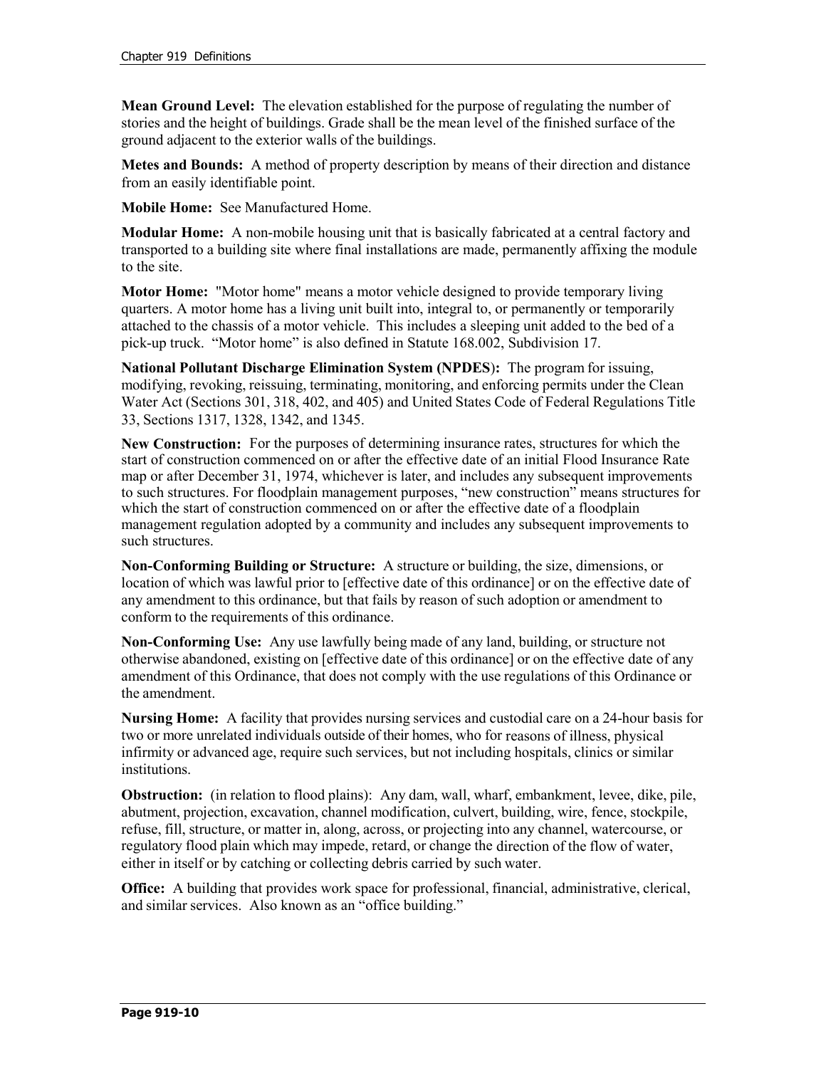**Mean Ground Level:** The elevation established for the purpose of regulating the number of stories and the height of buildings. Grade shall be the mean level of the finished surface of the ground adjacent to the exterior walls of the buildings.

**Metes and Bounds:** A method of property description by means of their direction and distance from an easily identifiable point.

**Mobile Home:** See Manufactured Home.

**Modular Home:** A non-mobile housing unit that is basically fabricated at a central factory and transported to a building site where final installations are made, permanently affixing the module to the site.

**Motor Home:** "Motor home" means a motor vehicle designed to provide temporary living quarters. A motor home has a living unit built into, integral to, or permanently or temporarily attached to the chassis of a motor vehicle. This includes a sleeping unit added to the bed of a pick-up truck. "Motor home" is also defined in Statute 168.002, Subdivision 17.

**National Pollutant Discharge Elimination System (NPDES):** The program for issuing, modifying, revoking, reissuing, terminating, monitoring, and enforcing permits under the Clean Water Act (Sections 301, 318, 402, and 405) and United States Code of Federal Regulations Title 33, Sections 1317, 1328, 1342, and 1345.

**New Construction:** For the purposes of determining insurance rates, structures for which the start of construction commenced on or after the effective date of an initial Flood Insurance Rate map or after December 31, 1974, whichever is later, and includes any subsequent improvements to such structures. For floodplain management purposes, "new construction" means structures for which the start of construction commenced on or after the effective date of a floodplain management regulation adopted by a community and includes any subsequent improvements to such structures.

**Non-Conforming Building or Structure:** A structure or building, the size, dimensions, or location of which was lawful prior to [effective date of this ordinance] or on the effective date of any amendment to this ordinance, but that fails by reason of such adoption or amendment to conform to the requirements of this ordinance.

**Non-Conforming Use:** Any use lawfully being made of any land, building, or structure not otherwise abandoned, existing on [effective date of this ordinance] or on the effective date of any amendment of this Ordinance, that does not comply with the use regulations of this Ordinance or the amendment.

**Nursing Home:** A facility that provides nursing services and custodial care on a 24-hour basis for two or more unrelated individuals outside of their homes, who for reasons of illness, physical infirmity or advanced age, require such services, but not including hospitals, clinics or similar institutions.

**Obstruction:** (in relation to flood plains): Any dam, wall, wharf, embankment, levee, dike, pile, abutment, projection, excavation, channel modification, culvert, building, wire, fence, stockpile, refuse, fill, structure, or matter in, along, across, or projecting into any channel, watercourse, or regulatory flood plain which may impede, retard, or change the direction of the flow of water, either in itself or by catching or collecting debris carried by such water.

**Office:** A building that provides work space for professional, financial, administrative, clerical, and similar services. Also known as an "office building."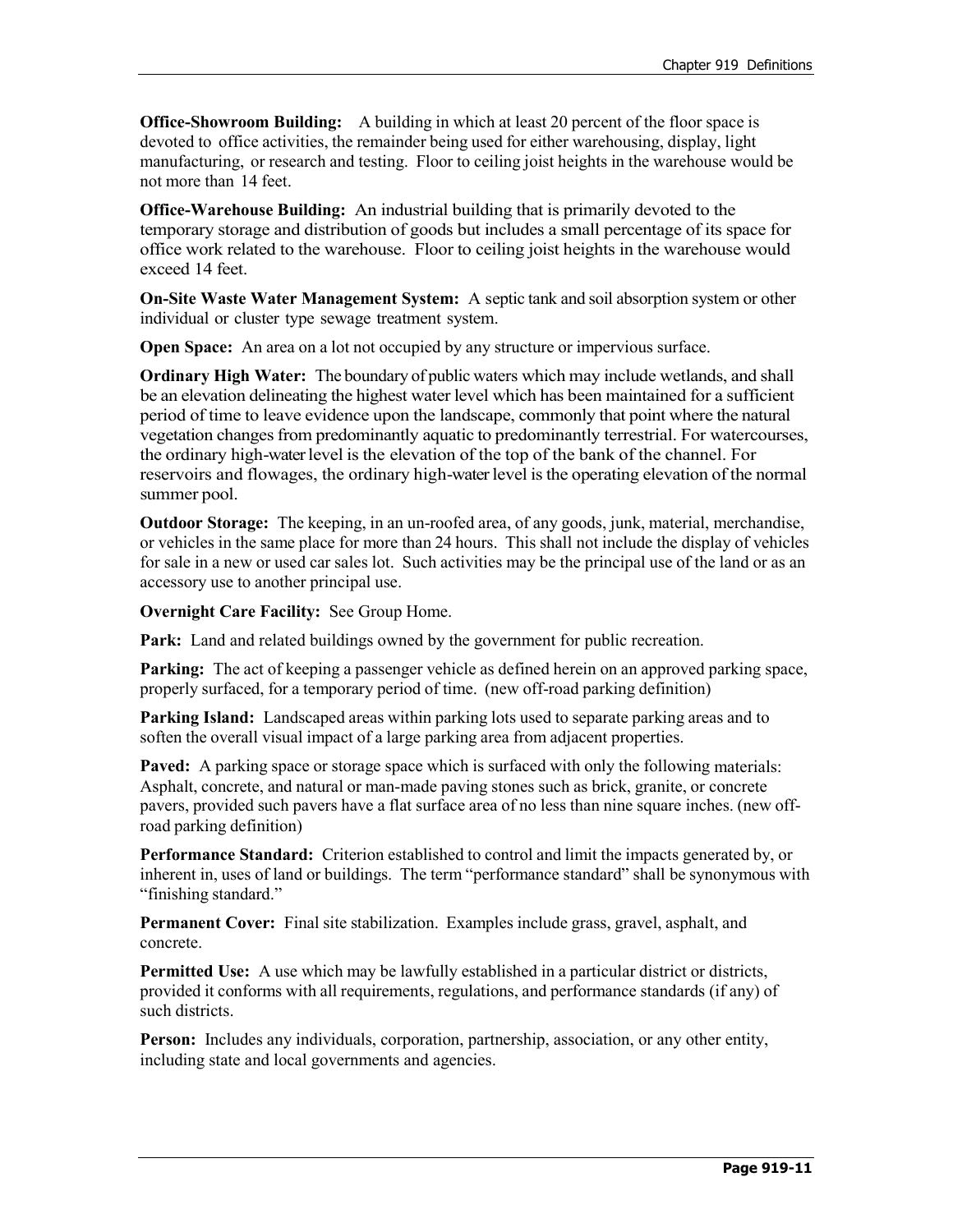**Office-Showroom Building:** A building in which at least 20 percent of the floor space is devoted to office activities, the remainder being used for either warehousing, display, light manufacturing, or research and testing. Floor to ceiling joist heights in the warehouse would be not more than 14 feet.

**Office-Warehouse Building:** An industrial building that is primarily devoted to the temporary storage and distribution of goods but includes a small percentage of its space for office work related to the warehouse. Floor to ceiling joist heights in the warehouse would exceed 14 feet.

**On-Site Waste Water Management System:** A septic tank and soil absorption system or other individual or cluster type sewage treatment system.

**Open Space:** An area on a lot not occupied by any structure or impervious surface.

**Ordinary High Water:** The boundary of public waters which may include wetlands, and shall be an elevation delineating the highest water level which has been maintained for a sufficient period of time to leave evidence upon the landscape, commonly that point where the natural vegetation changes from predominantly aquatic to predominantly terrestrial. For watercourses, the ordinary high-water level is the elevation of the top of the bank of the channel. For reservoirs and flowages, the ordinary high-water level is the operating elevation of the normal summer pool.

**Outdoor Storage:** The keeping, in an un-roofed area, of any goods, junk, material, merchandise, or vehicles in the same place for more than 24 hours. This shall not include the display of vehicles for sale in a new or used car sales lot. Such activities may be the principal use of the land or as an accessory use to another principal use.

**Overnight Care Facility:** See Group Home.

**Park:** Land and related buildings owned by the government for public recreation.

**Parking:** The act of keeping a passenger vehicle as defined herein on an approved parking space, properly surfaced, for a temporary period of time. (new off-road parking definition)

**Parking Island:** Landscaped areas within parking lots used to separate parking areas and to soften the overall visual impact of a large parking area from adjacent properties.

**Paved:** A parking space or storage space which is surfaced with only the following materials: Asphalt, concrete, and natural or man-made paving stones such as brick, granite, or concrete pavers, provided such pavers have a flat surface area of no less than nine square inches. (new off-road parking definition)

**Performance Standard:** Criterion established to control and limit the impacts generated by, or inherent in, uses of land or buildings. The term "performance standard" shall be synonymous with "finishing standard."

**Permanent Cover:** Final site stabilization. Examples include grass, gravel, asphalt, and concrete.

**Permitted Use:** A use which may be lawfully established in a particular district or districts, provided it conforms with all requirements, regulations, and performance standards (if any) of such districts.

**Person:** Includes any individuals, corporation, partnership, association, or any other entity, including state and local governments and agencies.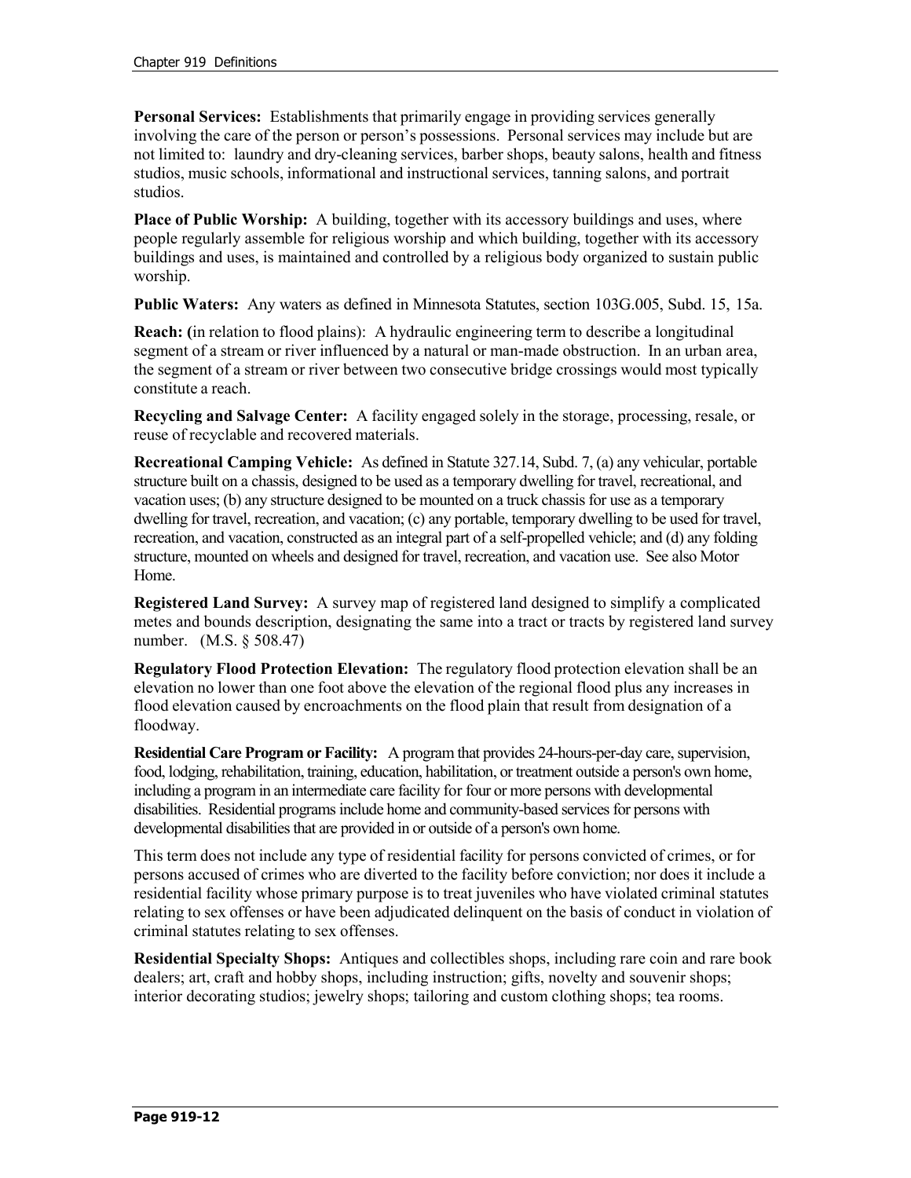**Personal Services:** Establishments that primarily engage in providing services generally involving the care of the person or person's possessions. Personal services may include but are not limited to: laundry and dry-cleaning services, barber shops, beauty salons, health and fitness studios, music schools, informational and instructional services, tanning salons, and portrait studios.

**Place of Public Worship:** A building, together with its accessory buildings and uses, where people regularly assemble for religious worship and which building, together with its accessory buildings and uses, is maintained and controlled by a religious body organized to sustain public worship.

**Public Waters:** Any waters as defined in Minnesota Statutes, section 103G.005, Subd. 15, 15a.

**Reach: (**in relation to flood plains): A hydraulic engineering term to describe a longitudinal segment of a stream or river influenced by a natural or man-made obstruction. In an urban area, the segment of a stream or river between two consecutive bridge crossings would most typically constitute a reach.

**Recycling and Salvage Center:** A facility engaged solely in the storage, processing, resale, or reuse of recyclable and recovered materials.

**Recreational Camping Vehicle:** As defined in Statute 327.14, Subd. 7, (a) any vehicular, portable structure built on a chassis, designed to be used as a temporary dwelling for travel, recreational, and vacation uses; (b) any structure designed to be mounted on a truck chassis for use as a temporary dwelling for travel, recreation, and vacation; (c) any portable, temporary dwelling to be used for travel, recreation, and vacation, constructed as an integral part of a self-propelled vehicle; and (d) any folding structure, mounted on wheels and designed for travel, recreation, and vacation use. See also Motor Home.

**Registered Land Survey:** A survey map of registered land designed to simplify a complicated metes and bounds description, designating the same into a tract or tracts by registered land survey number. (M.S. § 508.47)

**Regulatory Flood Protection Elevation:** The regulatory flood protection elevation shall be an elevation no lower than one foot above the elevation of the regional flood plus any increases in flood elevation caused by encroachments on the flood plain that result from designation of a floodway.

**Residential Care Program or Facility:** A program that provides 24-hours-per-day care, supervision, food, lodging, rehabilitation, training, education, habilitation, or treatment outside a person's own home, including a program in an intermediate care facility for four or more persons with developmental disabilities. Residential programs include home and community-based services for persons with developmental disabilities that are provided in or outside of a person's own home.

This term does not include any type of residential facility for persons convicted of crimes, or for persons accused of crimes who are diverted to the facility before conviction; nor does it include a residential facility whose primary purpose is to treat juveniles who have violated criminal statutes relating to sex offenses or have been adjudicated delinquent on the basis of conduct in violation of criminal statutes relating to sex offenses.

**Residential Specialty Shops:** Antiques and collectibles shops, including rare coin and rare book dealers; art, craft and hobby shops, including instruction; gifts, novelty and souvenir shops; interior decorating studios; jewelry shops; tailoring and custom clothing shops; tea rooms.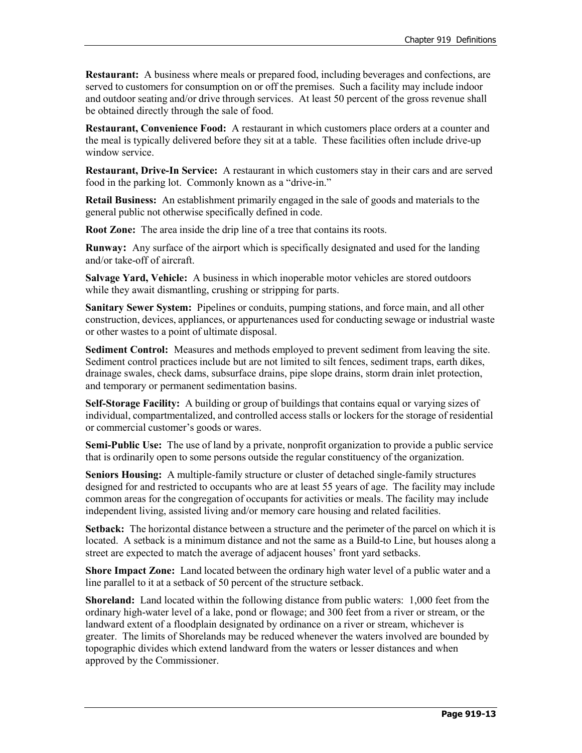**Restaurant:** A business where meals or prepared food, including beverages and confections, are served to customers for consumption on or off the premises. Such a facility may include indoor and outdoor seating and/or drive through services. At least 50 percent of the gross revenue shall be obtained directly through the sale of food.

**Restaurant, Convenience Food:** A restaurant in which customers place orders at a counter and the meal is typically delivered before they sit at a table. These facilities often include drive-up window service.

**Restaurant, Drive-In Service:** A restaurant in which customers stay in their cars and are served food in the parking lot. Commonly known as a "drive-in."

**Retail Business:** An establishment primarily engaged in the sale of goods and materials to the general public not otherwise specifically defined in code.

**Root Zone:** The area inside the drip line of a tree that contains its roots.

**Runway:** Any surface of the airport which is specifically designated and used for the landing and/or take-off of aircraft.

**Salvage Yard, Vehicle:** A business in which inoperable motor vehicles are stored outdoors while they await dismantling, crushing or stripping for parts.

**Sanitary Sewer System:** Pipelines or conduits, pumping stations, and force main, and all other construction, devices, appliances, or appurtenances used for conducting sewage or industrial waste or other wastes to a point of ultimate disposal.

**Sediment Control:** Measures and methods employed to prevent sediment from leaving the site. Sediment control practices include but are not limited to silt fences, sediment traps, earth dikes, drainage swales, check dams, subsurface drains, pipe slope drains, storm drain inlet protection, and temporary or permanent sedimentation basins.

**Self-Storage Facility:** A building or group of buildings that contains equal or varying sizes of individual, compartmentalized, and controlled access stalls or lockers for the storage of residential or commercial customer's goods or wares.

**Semi-Public Use:** The use of land by a private, nonprofit organization to provide a public service that is ordinarily open to some persons outside the regular constituency of the organization.

**Seniors Housing:** A multiple-family structure or cluster of detached single-family structures designed for and restricted to occupants who are at least 55 years of age. The facility may include common areas for the congregation of occupants for activities or meals. The facility may include independent living, assisted living and/or memory care housing and related facilities.

**Setback:** The horizontal distance between a structure and the perimeter of the parcel on which it is located. A setback is a minimum distance and not the same as a Build-to Line, but houses along a street are expected to match the average of adjacent houses' front yard setbacks.

**Shore Impact Zone:** Land located between the ordinary high water level of a public water and a line parallel to it at a setback of 50 percent of the structure setback.

**Shoreland:** Land located within the following distance from public waters: 1,000 feet from the ordinary high-water level of a lake, pond or flowage; and 300 feet from a river or stream, or the landward extent of a floodplain designated by ordinance on a river or stream, whichever is greater. The limits of Shorelands may be reduced whenever the waters involved are bounded by topographic divides which extend landward from the waters or lesser distances and when approved by the Commissioner.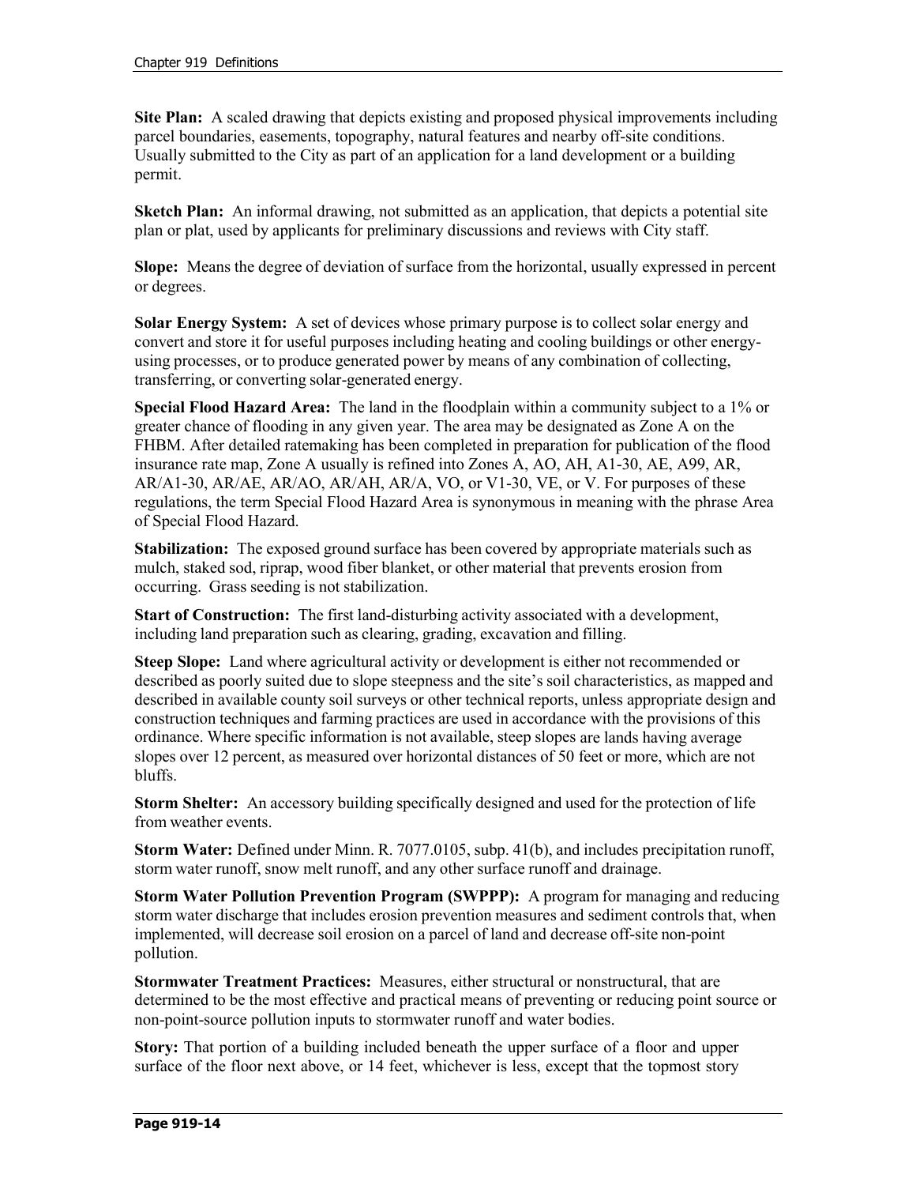**Site Plan:** A scaled drawing that depicts existing and proposed physical improvements including parcel boundaries, easements, topography, natural features and nearby off-site conditions. Usually submitted to the City as part of an application for a land development or a building permit.

**Sketch Plan:** An informal drawing, not submitted as an application, that depicts a potential site plan or plat, used by applicants for preliminary discussions and reviews with City staff.

**Slope:** Means the degree of deviation of surface from the horizontal, usually expressed in percent or degrees.

**Solar Energy System:** A set of devices whose primary purpose is to collect solar energy and convert and store it for useful purposes including heating and cooling buildings or other energy-using processes, or to produce generated power by means of any combination of collecting, transferring, or converting solar-generated energy.

**Special Flood Hazard Area:** The land in the floodplain within a community subject to a 1% or greater chance of flooding in any given year. The area may be designated as Zone A on the FHBM. After detailed ratemaking has been completed in preparation for publication of the flood insurance rate map, Zone A usually is refined into Zones A, AO, AH, A1-30, AE, A99, AR, AR/A1-30, AR/AE, AR/AO, AR/AH, AR/A, VO, or V1-30, VE, or V. For purposes of these regulations, the term Special Flood Hazard Area is synonymous in meaning with the phrase Area of Special Flood Hazard.

**Stabilization:** The exposed ground surface has been covered by appropriate materials such as mulch, staked sod, riprap, wood fiber blanket, or other material that prevents erosion from occurring. Grass seeding is not stabilization.

**Start of Construction:** The first land-disturbing activity associated with a development, including land preparation such as clearing, grading, excavation and filling.

**Steep Slope:** Land where agricultural activity or development is either not recommended or described as poorly suited due to slope steepness and the site's soil characteristics, as mapped and described in available county soil surveys or other technical reports, unless appropriate design and construction techniques and farming practices are used in accordance with the provisions of this ordinance. Where specific information is not available, steep slopes are lands having average slopes over 12 percent, as measured over horizontal distances of 50 feet or more, which are not bluffs.

**Storm Shelter:** An accessory building specifically designed and used for the protection of life from weather events.

**Storm Water:** Defined under Minn. R. 7077.0105, subp. 41(b), and includes precipitation runoff, storm water runoff, snow melt runoff, and any other surface runoff and drainage.

**Storm Water Pollution Prevention Program (SWPPP):** A program for managing and reducing storm water discharge that includes erosion prevention measures and sediment controls that, when implemented, will decrease soil erosion on a parcel of land and decrease off-site non-point pollution.

**Stormwater Treatment Practices:** Measures, either structural or nonstructural, that are determined to be the most effective and practical means of preventing or reducing point source or non-point-source pollution inputs to stormwater runoff and water bodies.

**Story:** That portion of a building included beneath the upper surface of a floor and upper surface of the floor next above, or 14 feet, whichever is less, except that the topmost story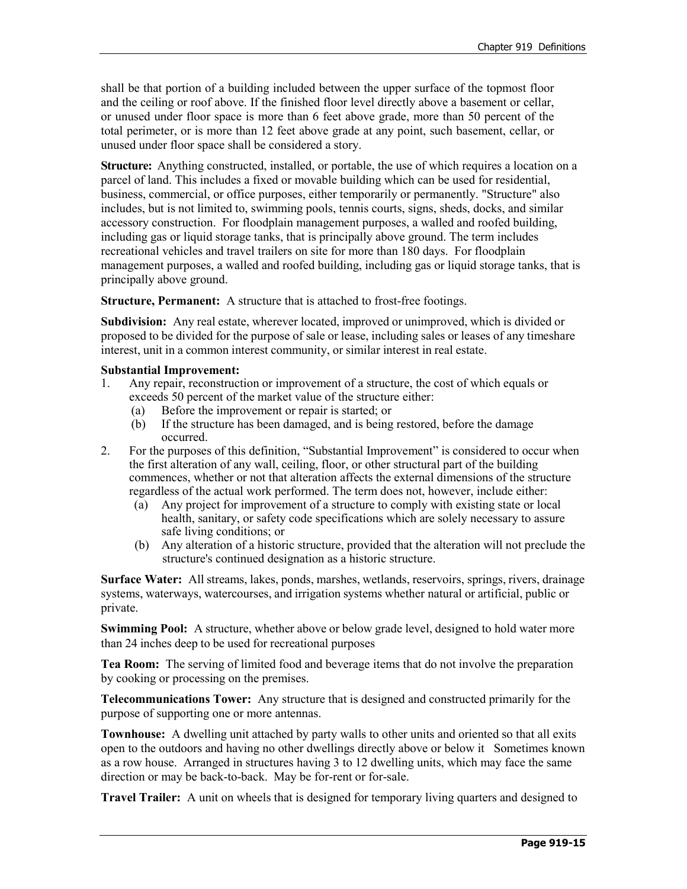shall be that portion of a building included between the upper surface of the topmost floor and the ceiling or roof above. If the finished floor level directly above a basement or cellar, or unused under floor space is more than 6 feet above grade, more than 50 percent of the total perimeter, or is more than 12 feet above grade at any point, such basement, cellar, or unused under floor space shall be considered a story.

**Structure:** Anything constructed, installed, or portable, the use of which requires a location on a parcel of land. This includes a fixed or movable building which can be used for residential, business, commercial, or office purposes, either temporarily or permanently. "Structure" also includes, but is not limited to, swimming pools, tennis courts, signs, sheds, docks, and similar accessory construction. For floodplain management purposes, a walled and roofed building, including gas or liquid storage tanks, that is principally above ground. The term includes recreational vehicles and travel trailers on site for more than 180 days. For floodplain management purposes, a walled and roofed building, including gas or liquid storage tanks, that is principally above ground.

**Structure, Permanent:** A structure that is attached to frost-free footings.

**Subdivision:** Any real estate, wherever located, improved or unimproved, which is divided or proposed to be divided for the purpose of sale or lease, including sales or leases of any timeshare interest, unit in a common interest community, or similar interest in real estate.

**Substantial Improvement:**

1. Any repair, reconstruction or improvement of a structure, the cost of which equals or exceeds 50 percent of the market value of the structure either:
   (a) Before the improvement or repair is started; or
   (b) If the structure has been damaged, and is being restored, before the damage occurred.
2. For the purposes of this definition, "Substantial Improvement" is considered to occur when the first alteration of any wall, ceiling, floor, or other structural part of the building commences, whether or not that alteration affects the external dimensions of the structure regardless of the actual work performed. The term does not, however, include either:
   (a) Any project for improvement of a structure to comply with existing state or local health, sanitary, or safety code specifications which are solely necessary to assure safe living conditions; or
   (b) Any alteration of a historic structure, provided that the alteration will not preclude the structure's continued designation as a historic structure.

**Surface Water:** All streams, lakes, ponds, marshes, wetlands, reservoirs, springs, rivers, drainage systems, waterways, watercourses, and irrigation systems whether natural or artificial, public or private.

**Swimming Pool:** A structure, whether above or below grade level, designed to hold water more than 24 inches deep to be used for recreational purposes

**Tea Room:** The serving of limited food and beverage items that do not involve the preparation by cooking or processing on the premises.

**Telecommunications Tower:** Any structure that is designed and constructed primarily for the purpose of supporting one or more antennas.

**Townhouse:** A dwelling unit attached by party walls to other units and oriented so that all exits open to the outdoors and having no other dwellings directly above or below it Sometimes known as a row house. Arranged in structures having 3 to 12 dwelling units, which may face the same direction or may be back-to-back. May be for-rent or for-sale.

**Travel Trailer:** A unit on wheels that is designed for temporary living quarters and designed to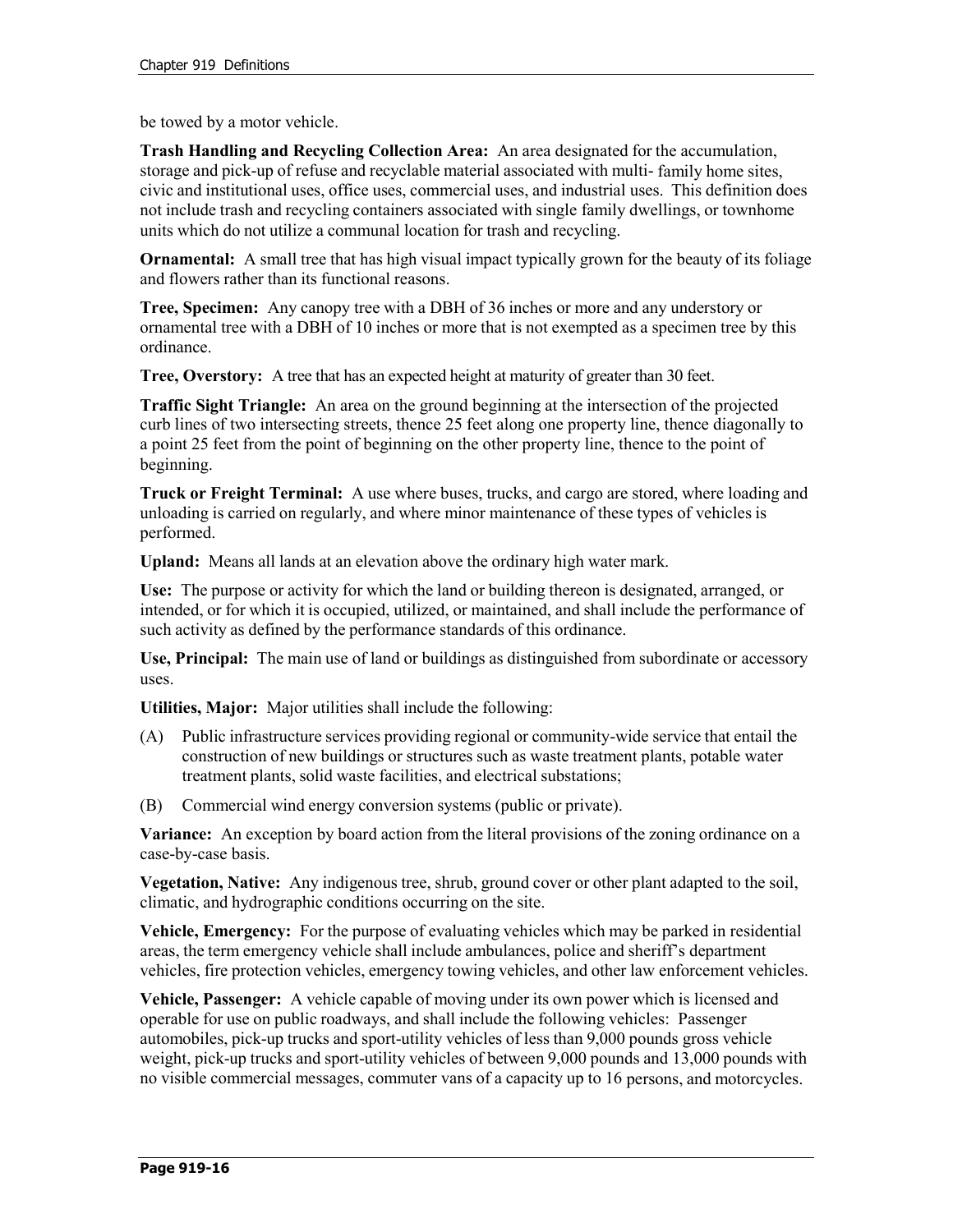be towed by a motor vehicle.

**Trash Handling and Recycling Collection Area:** An area designated for the accumulation, storage and pick-up of refuse and recyclable material associated with multi- family home sites, civic and institutional uses, office uses, commercial uses, and industrial uses. This definition does not include trash and recycling containers associated with single family dwellings, or townhome units which do not utilize a communal location for trash and recycling.

**Ornamental:** A small tree that has high visual impact typically grown for the beauty of its foliage and flowers rather than its functional reasons.

**Tree, Specimen:** Any canopy tree with a DBH of 36 inches or more and any understory or ornamental tree with a DBH of 10 inches or more that is not exempted as a specimen tree by this ordinance.

**Tree, Overstory:** A tree that has an expected height at maturity of greater than 30 feet.

**Traffic Sight Triangle:** An area on the ground beginning at the intersection of the projected curb lines of two intersecting streets, thence 25 feet along one property line, thence diagonally to a point 25 feet from the point of beginning on the other property line, thence to the point of beginning.

**Truck or Freight Terminal:** A use where buses, trucks, and cargo are stored, where loading and unloading is carried on regularly, and where minor maintenance of these types of vehicles is performed.

**Upland:** Means all lands at an elevation above the ordinary high water mark.

**Use:** The purpose or activity for which the land or building thereon is designated, arranged, or intended, or for which it is occupied, utilized, or maintained, and shall include the performance of such activity as defined by the performance standards of this ordinance.

**Use, Principal:** The main use of land or buildings as distinguished from subordinate or accessory uses.

**Utilities, Major:** Major utilities shall include the following:

(A) Public infrastructure services providing regional or community-wide service that entail the construction of new buildings or structures such as waste treatment plants, potable water treatment plants, solid waste facilities, and electrical substations;

(B) Commercial wind energy conversion systems (public or private).

**Variance:** An exception by board action from the literal provisions of the zoning ordinance on a case-by-case basis.

**Vegetation, Native:** Any indigenous tree, shrub, ground cover or other plant adapted to the soil, climatic, and hydrographic conditions occurring on the site.

**Vehicle, Emergency:** For the purpose of evaluating vehicles which may be parked in residential areas, the term emergency vehicle shall include ambulances, police and sheriff's department vehicles, fire protection vehicles, emergency towing vehicles, and other law enforcement vehicles.

**Vehicle, Passenger:** A vehicle capable of moving under its own power which is licensed and operable for use on public roadways, and shall include the following vehicles: Passenger automobiles, pick-up trucks and sport-utility vehicles of less than 9,000 pounds gross vehicle weight, pick-up trucks and sport-utility vehicles of between 9,000 pounds and 13,000 pounds with no visible commercial messages, commuter vans of a capacity up to 16 persons, and motorcycles.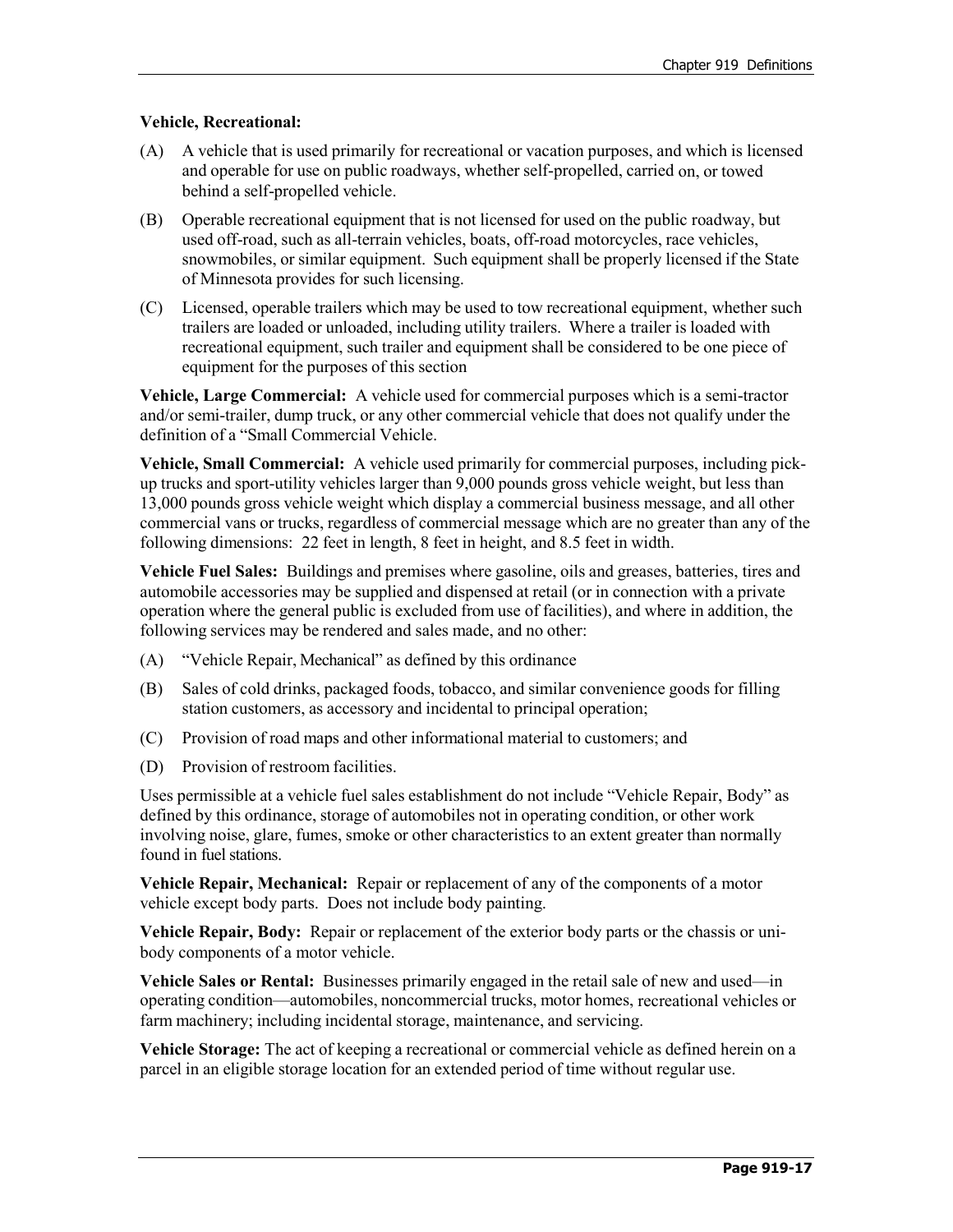**Vehicle, Recreational:**

(A) A vehicle that is used primarily for recreational or vacation purposes, and which is licensed and operable for use on public roadways, whether self-propelled, carried on, or towed behind a self-propelled vehicle.

(B) Operable recreational equipment that is not licensed for used on the public roadway, but used off-road, such as all-terrain vehicles, boats, off-road motorcycles, race vehicles, snowmobiles, or similar equipment. Such equipment shall be properly licensed if the State of Minnesota provides for such licensing.

(C) Licensed, operable trailers which may be used to tow recreational equipment, whether such trailers are loaded or unloaded, including utility trailers. Where a trailer is loaded with recreational equipment, such trailer and equipment shall be considered to be one piece of equipment for the purposes of this section

**Vehicle, Large Commercial:** A vehicle used for commercial purposes which is a semi-tractor and/or semi-trailer, dump truck, or any other commercial vehicle that does not qualify under the definition of a "Small Commercial Vehicle.

**Vehicle, Small Commercial:** A vehicle used primarily for commercial purposes, including pick-up trucks and sport-utility vehicles larger than 9,000 pounds gross vehicle weight, but less than 13,000 pounds gross vehicle weight which display a commercial business message, and all other commercial vans or trucks, regardless of commercial message which are no greater than any of the following dimensions: 22 feet in length, 8 feet in height, and 8.5 feet in width.

**Vehicle Fuel Sales:** Buildings and premises where gasoline, oils and greases, batteries, tires and automobile accessories may be supplied and dispensed at retail (or in connection with a private operation where the general public is excluded from use of facilities), and where in addition, the following services may be rendered and sales made, and no other:

(A) "Vehicle Repair, Mechanical" as defined by this ordinance

(B) Sales of cold drinks, packaged foods, tobacco, and similar convenience goods for filling station customers, as accessory and incidental to principal operation;

(C) Provision of road maps and other informational material to customers; and

(D) Provision of restroom facilities.

Uses permissible at a vehicle fuel sales establishment do not include "Vehicle Repair, Body" as defined by this ordinance, storage of automobiles not in operating condition, or other work involving noise, glare, fumes, smoke or other characteristics to an extent greater than normally found in fuel stations.

**Vehicle Repair, Mechanical:** Repair or replacement of any of the components of a motor vehicle except body parts. Does not include body painting.

**Vehicle Repair, Body:** Repair or replacement of the exterior body parts or the chassis or uni-body components of a motor vehicle.

**Vehicle Sales or Rental:** Businesses primarily engaged in the retail sale of new and used—in operating condition—automobiles, noncommercial trucks, motor homes, recreational vehicles or farm machinery; including incidental storage, maintenance, and servicing.

**Vehicle Storage:** The act of keeping a recreational or commercial vehicle as defined herein on a parcel in an eligible storage location for an extended period of time without regular use.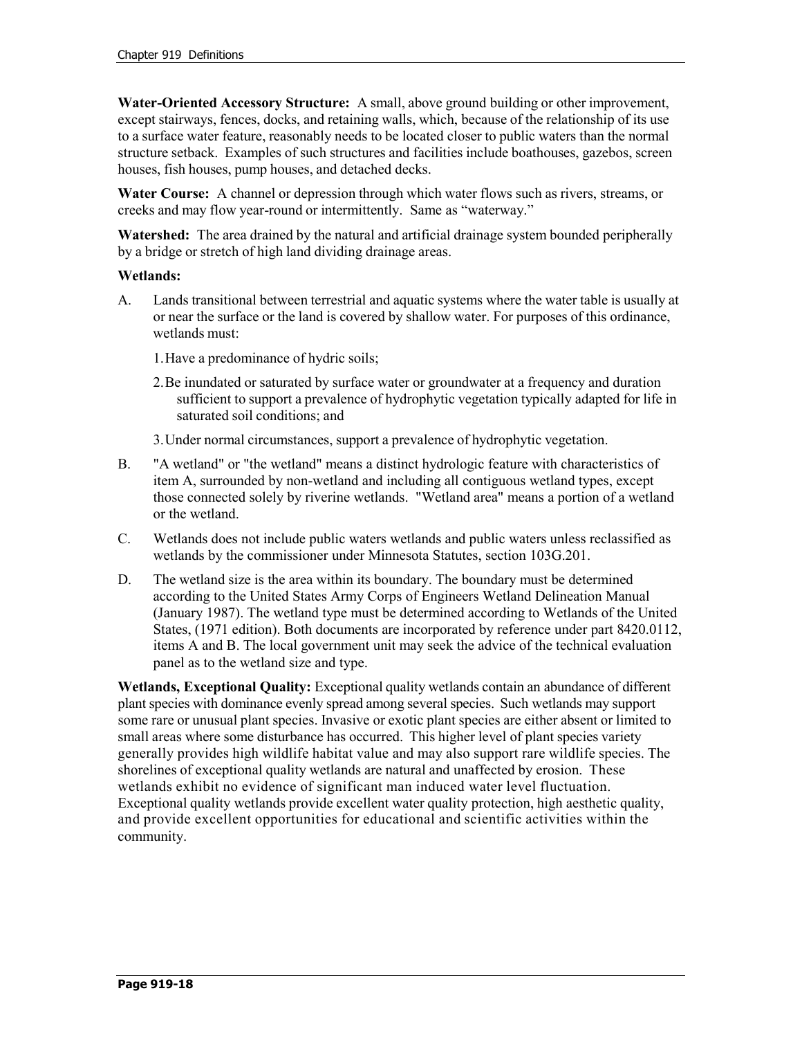**Water-Oriented Accessory Structure:** A small, above ground building or other improvement, except stairways, fences, docks, and retaining walls, which, because of the relationship of its use to a surface water feature, reasonably needs to be located closer to public waters than the normal structure setback. Examples of such structures and facilities include boathouses, gazebos, screen houses, fish houses, pump houses, and detached decks.

**Water Course:** A channel or depression through which water flows such as rivers, streams, or creeks and may flow year-round or intermittently. Same as "waterway."

**Watershed:** The area drained by the natural and artificial drainage system bounded peripherally by a bridge or stretch of high land dividing drainage areas.

**Wetlands:**

A. Lands transitional between terrestrial and aquatic systems where the water table is usually at or near the surface or the land is covered by shallow water. For purposes of this ordinance, wetlands must:

   1. Have a predominance of hydric soils;

   2. Be inundated or saturated by surface water or groundwater at a frequency and duration sufficient to support a prevalence of hydrophytic vegetation typically adapted for life in saturated soil conditions; and

   3. Under normal circumstances, support a prevalence of hydrophytic vegetation.

B. "A wetland" or "the wetland" means a distinct hydrologic feature with characteristics of item A, surrounded by non-wetland and including all contiguous wetland types, except those connected solely by riverine wetlands. "Wetland area" means a portion of a wetland or the wetland.

C. Wetlands does not include public waters wetlands and public waters unless reclassified as wetlands by the commissioner under Minnesota Statutes, section 103G.201.

D. The wetland size is the area within its boundary. The boundary must be determined according to the United States Army Corps of Engineers Wetland Delineation Manual (January 1987). The wetland type must be determined according to Wetlands of the United States, (1971 edition). Both documents are incorporated by reference under part 8420.0112, items A and B. The local government unit may seek the advice of the technical evaluation panel as to the wetland size and type.

**Wetlands, Exceptional Quality:** Exceptional quality wetlands contain an abundance of different plant species with dominance evenly spread among several species. Such wetlands may support some rare or unusual plant species. Invasive or exotic plant species are either absent or limited to small areas where some disturbance has occurred. This higher level of plant species variety generally provides high wildlife habitat value and may also support rare wildlife species. The shorelines of exceptional quality wetlands are natural and unaffected by erosion. These wetlands exhibit no evidence of significant man induced water level fluctuation. Exceptional quality wetlands provide excellent water quality protection, high aesthetic quality, and provide excellent opportunities for educational and scientific activities within the community.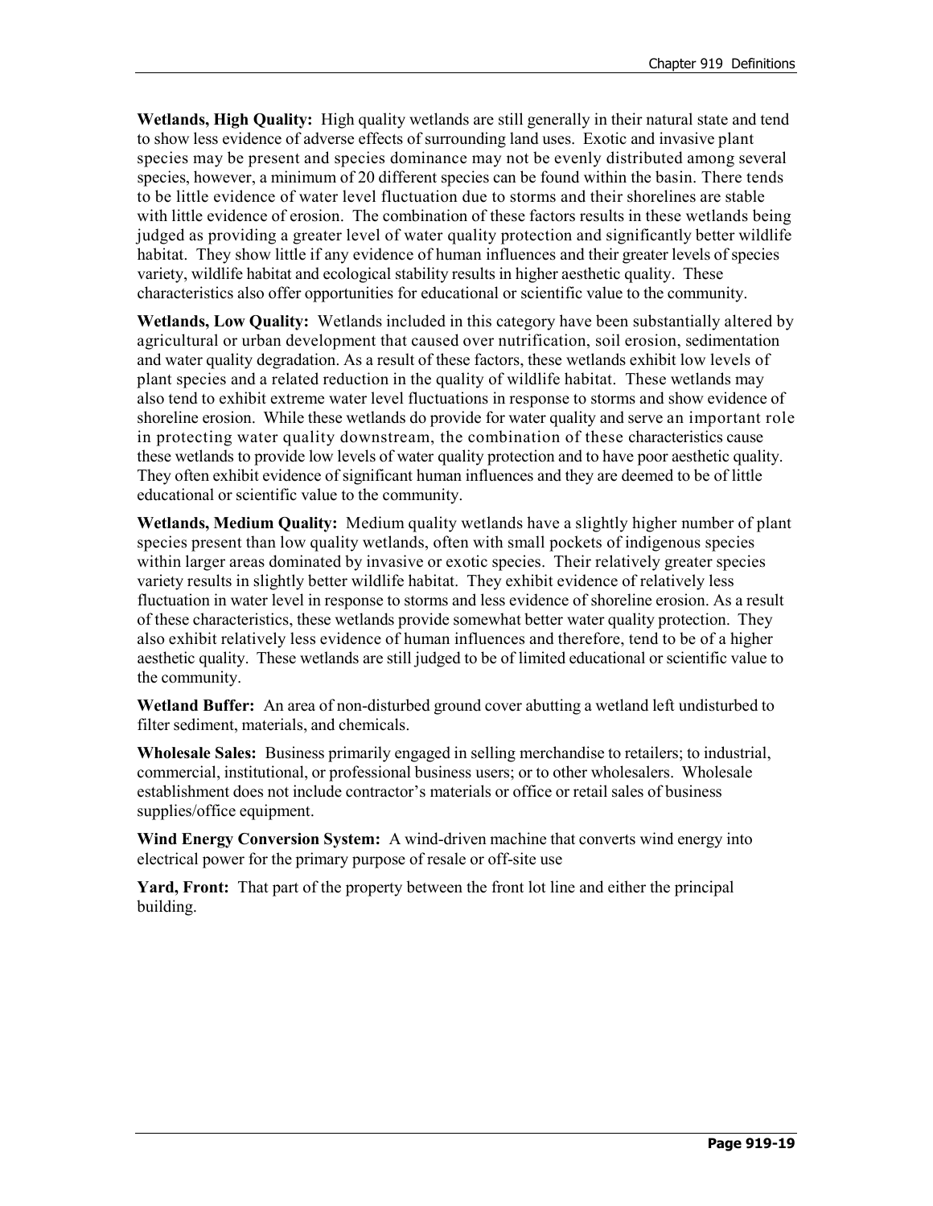**Wetlands, High Quality:** High quality wetlands are still generally in their natural state and tend to show less evidence of adverse effects of surrounding land uses. Exotic and invasive plant species may be present and species dominance may not be evenly distributed among several species, however, a minimum of 20 different species can be found within the basin. There tends to be little evidence of water level fluctuation due to storms and their shorelines are stable with little evidence of erosion. The combination of these factors results in these wetlands being judged as providing a greater level of water quality protection and significantly better wildlife habitat. They show little if any evidence of human influences and their greater levels of species variety, wildlife habitat and ecological stability results in higher aesthetic quality. These characteristics also offer opportunities for educational or scientific value to the community.

**Wetlands, Low Quality:** Wetlands included in this category have been substantially altered by agricultural or urban development that caused over nutrification, soil erosion, sedimentation and water quality degradation. As a result of these factors, these wetlands exhibit low levels of plant species and a related reduction in the quality of wildlife habitat. These wetlands may also tend to exhibit extreme water level fluctuations in response to storms and show evidence of shoreline erosion. While these wetlands do provide for water quality and serve an important role in protecting water quality downstream, the combination of these characteristics cause these wetlands to provide low levels of water quality protection and to have poor aesthetic quality. They often exhibit evidence of significant human influences and they are deemed to be of little educational or scientific value to the community.

**Wetlands, Medium Quality:** Medium quality wetlands have a slightly higher number of plant species present than low quality wetlands, often with small pockets of indigenous species within larger areas dominated by invasive or exotic species. Their relatively greater species variety results in slightly better wildlife habitat. They exhibit evidence of relatively less fluctuation in water level in response to storms and less evidence of shoreline erosion. As a result of these characteristics, these wetlands provide somewhat better water quality protection. They also exhibit relatively less evidence of human influences and therefore, tend to be of a higher aesthetic quality. These wetlands are still judged to be of limited educational or scientific value to the community.

**Wetland Buffer:** An area of non-disturbed ground cover abutting a wetland left undisturbed to filter sediment, materials, and chemicals.

**Wholesale Sales:** Business primarily engaged in selling merchandise to retailers; to industrial, commercial, institutional, or professional business users; or to other wholesalers. Wholesale establishment does not include contractor's materials or office or retail sales of business supplies/office equipment.

**Wind Energy Conversion System:** A wind-driven machine that converts wind energy into electrical power for the primary purpose of resale or off-site use

**Yard, Front:** That part of the property between the front lot line and either the principal building.